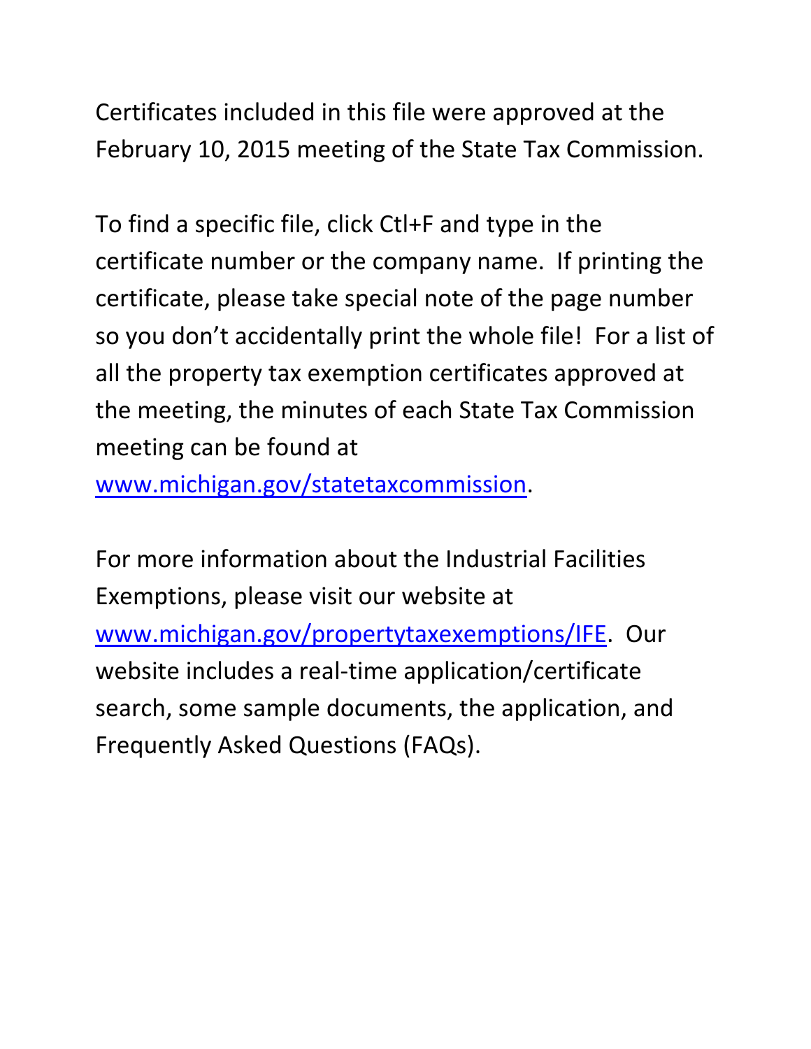Certificates included in this file were approved at the February 10, 2015 meeting of the State Tax Commission.

To find a specific file, click Ctl+F and type in the certificate number or the company name. If printing the certificate, please take special note of the page number so you don't accidentally print the whole file! For a list of all the property tax exemption certificates approved at the meeting, the minutes of each State Tax Commission meeting can be found at [www.michigan.gov/statetaxcommission](www.michigan.gov/statetaxcommission).

For more information about the Industrial Facilities Exemptions, please visit our website at [www.michigan.gov/propertytaxexemptions/IFE](www.michigan.gov/propertytaxexemptions/IFE). Our website includes a real-time application/certificate search, some sample documents, the application, and Frequently Asked Questions (FAQs).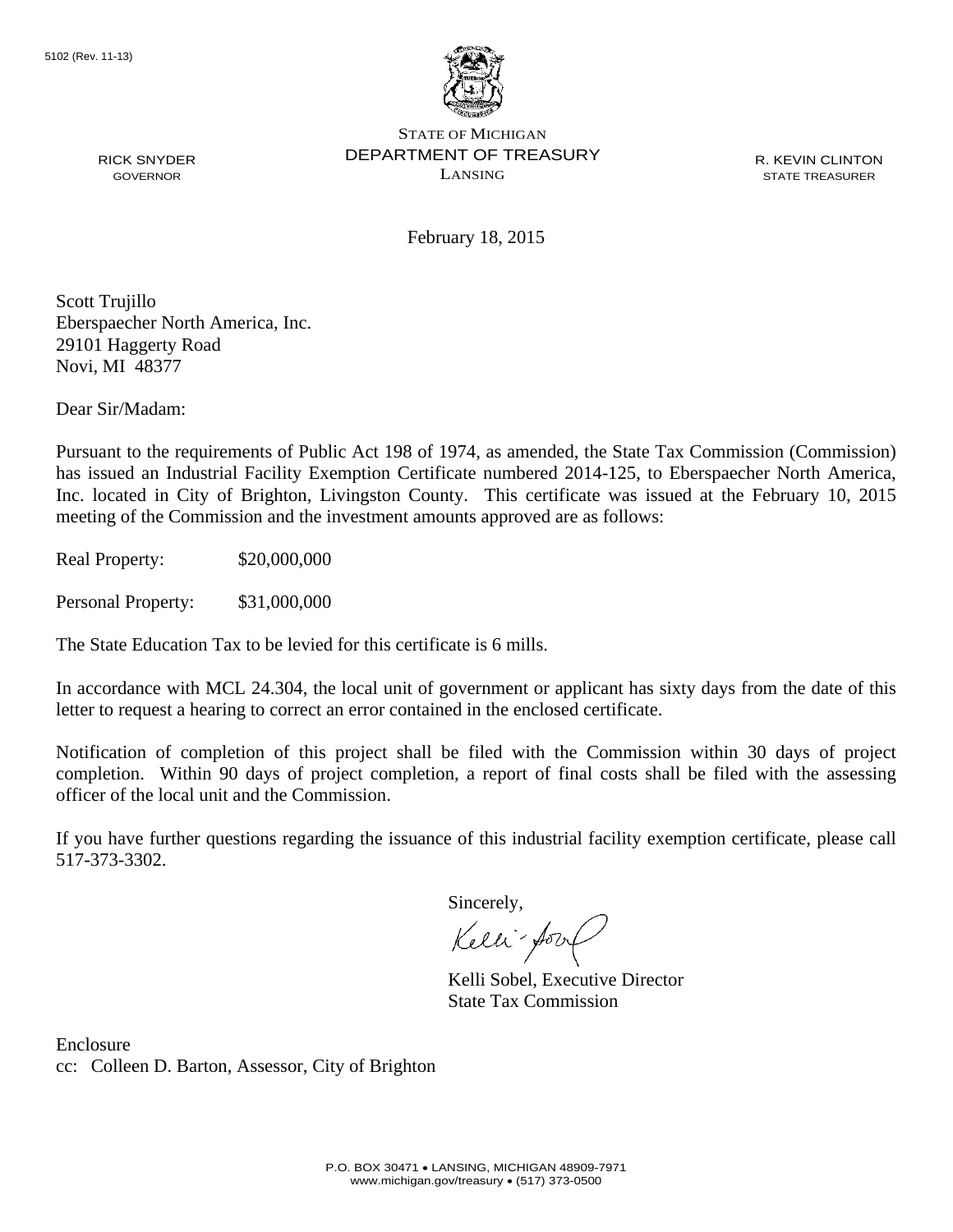5102 (Rev. 11-13)

STATE OF MICHIGAN
DEPARTMENT OF TREASURY
LANSING

RICK SNYDER
GOVERNOR

R. KEVIN CLINTON
STATE TREASURER

February 18, 2015

Scott Trujillo
Eberspaecher North America, Inc.
29101 Haggerty Road
Novi, MI 48377

Dear Sir/Madam:

Pursuant to the requirements of Public Act 198 of 1974, as amended, the State Tax Commission (Commission) has issued an Industrial Facility Exemption Certificate numbered 2014-125, to Eberspaecher North America, Inc. located in City of Brighton, Livingston County. This certificate was issued at the February 10, 2015 meeting of the Commission and the investment amounts approved are as follows:

Real Property: $20,000,000

Personal Property: $31,000,000

The State Education Tax to be levied for this certificate is 6 mills.

In accordance with MCL 24.304, the local unit of government or applicant has sixty days from the date of this letter to request a hearing to correct an error contained in the enclosed certificate.

Notification of completion of this project shall be filed with the Commission within 30 days of project completion. Within 90 days of project completion, a report of final costs shall be filed with the assessing officer of the local unit and the Commission.

If you have further questions regarding the issuance of this industrial facility exemption certificate, please call 517-373-3302.

Sincerely,

Kelli Sobel, Executive Director
State Tax Commission

Enclosure
cc: Colleen D. Barton, Assessor, City of Brighton

P.O. BOX 30471 • LANSING, MICHIGAN 48909-7971
www.michigan.gov/treasury • (517) 373-0500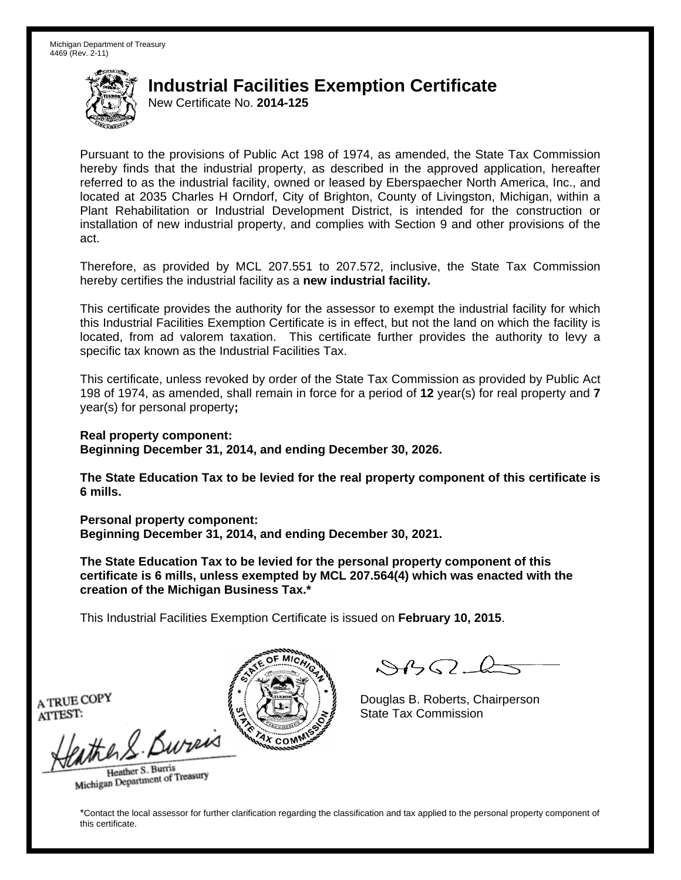Michigan Department of Treasury
4469 (Rev. 2-11)

# Industrial Facilities Exemption Certificate

New Certificate No. **2014-125**

Pursuant to the provisions of Public Act 198 of 1974, as amended, the State Tax Commission hereby finds that the industrial property, as described in the approved application, hereafter referred to as the industrial facility, owned or leased by Eberspaecher North America, Inc., and located at 2035 Charles H Orndorf, City of Brighton, County of Livingston, Michigan, within a Plant Rehabilitation or Industrial Development District, is intended for the construction or installation of new industrial property, and complies with Section 9 and other provisions of the act.

Therefore, as provided by MCL 207.551 to 207.572, inclusive, the State Tax Commission hereby certifies the industrial facility as a **new industrial facility.**

This certificate provides the authority for the assessor to exempt the industrial facility for which this Industrial Facilities Exemption Certificate is in effect, but not the land on which the facility is located, from ad valorem taxation. This certificate further provides the authority to levy a specific tax known as the Industrial Facilities Tax.

This certificate, unless revoked by order of the State Tax Commission as provided by Public Act 198 of 1974, as amended, shall remain in force for a period of **12** year(s) for real property and **7** year(s) for personal property**;**

**Real property component:**
**Beginning December 31, 2014, and ending December 30, 2026.**

**The State Education Tax to be levied for the real property component of this certificate is 6 mills.**

**Personal property component:**
**Beginning December 31, 2014, and ending December 30, 2021.**

**The State Education Tax to be levied for the personal property component of this certificate is 6 mills, unless exempted by MCL 207.564(4) which was enacted with the creation of the Michigan Business Tax.***

This Industrial Facilities Exemption Certificate is issued on **February 10, 2015**.

A TRUE COPY
ATTEST:

Heather S. Burris
Michigan Department of Treasury

Douglas B. Roberts, Chairperson
State Tax Commission

*Contact the local assessor for further clarification regarding the classification and tax applied to the personal property component of this certificate.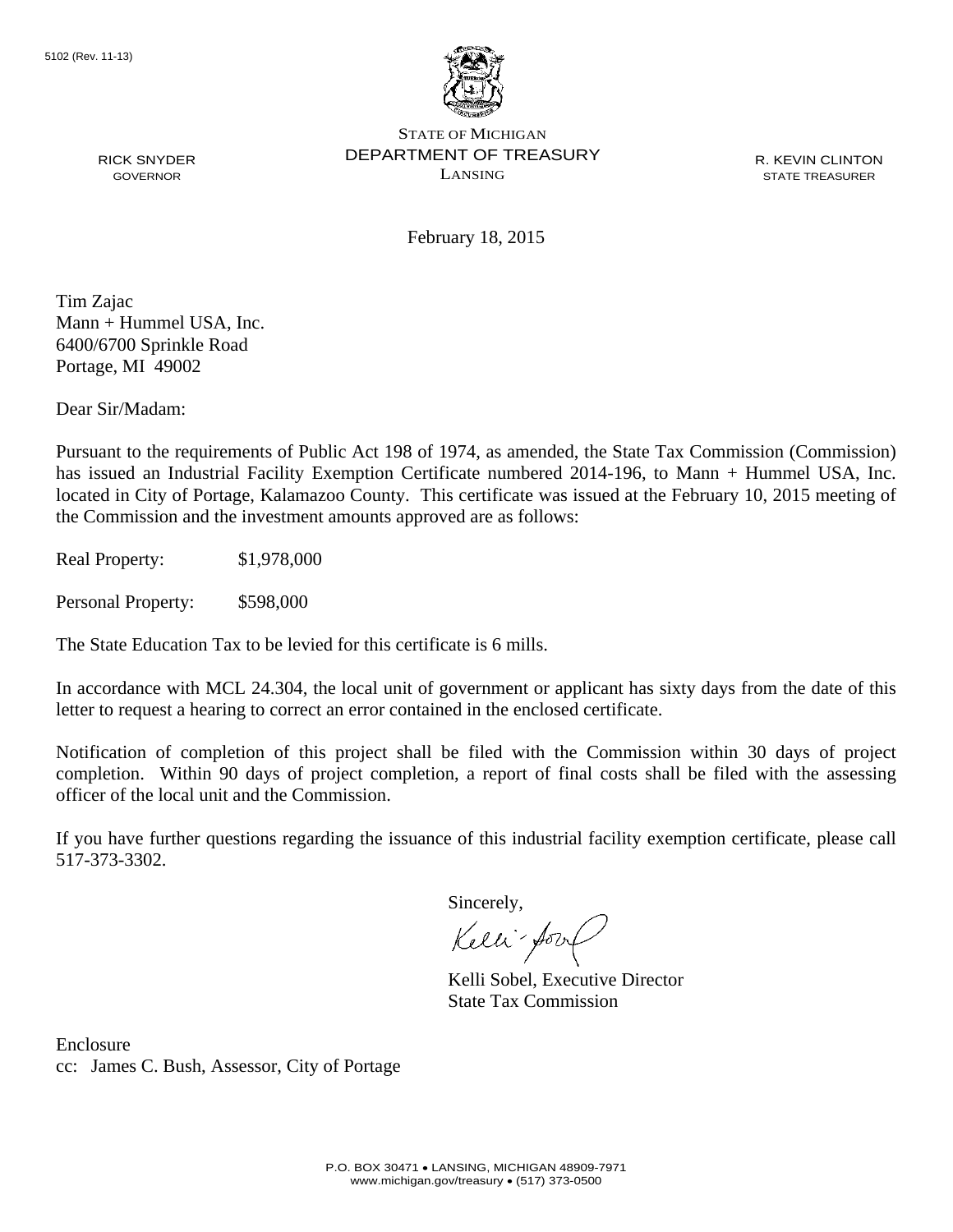5102 (Rev. 11-13)

STATE OF MICHIGAN
DEPARTMENT OF TREASURY
LANSING

RICK SNYDER
GOVERNOR

R. KEVIN CLINTON
STATE TREASURER

February 18, 2015

Tim Zajac
Mann + Hummel USA, Inc.
6400/6700 Sprinkle Road
Portage, MI 49002

Dear Sir/Madam:

Pursuant to the requirements of Public Act 198 of 1974, as amended, the State Tax Commission (Commission) has issued an Industrial Facility Exemption Certificate numbered 2014-196, to Mann + Hummel USA, Inc. located in City of Portage, Kalamazoo County. This certificate was issued at the February 10, 2015 meeting of the Commission and the investment amounts approved are as follows:

Real Property: $1,978,000

Personal Property: $598,000

The State Education Tax to be levied for this certificate is 6 mills.

In accordance with MCL 24.304, the local unit of government or applicant has sixty days from the date of this letter to request a hearing to correct an error contained in the enclosed certificate.

Notification of completion of this project shall be filed with the Commission within 30 days of project completion. Within 90 days of project completion, a report of final costs shall be filed with the assessing officer of the local unit and the Commission.

If you have further questions regarding the issuance of this industrial facility exemption certificate, please call 517-373-3302.

Sincerely,

Kelli Sobel, Executive Director
State Tax Commission

Enclosure
cc: James C. Bush, Assessor, City of Portage

P.O. BOX 30471 • LANSING, MICHIGAN 48909-7971
www.michigan.gov/treasury • (517) 373-0500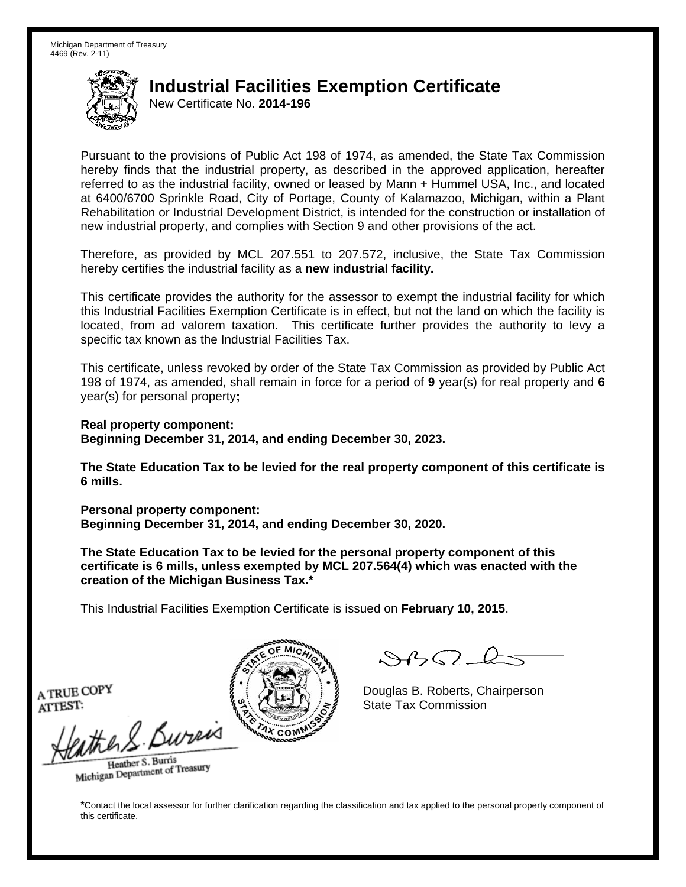Michigan Department of Treasury
4469 (Rev. 2-11)

# Industrial Facilities Exemption Certificate

New Certificate No. **2014-196**

Pursuant to the provisions of Public Act 198 of 1974, as amended, the State Tax Commission hereby finds that the industrial property, as described in the approved application, hereafter referred to as the industrial facility, owned or leased by Mann + Hummel USA, Inc., and located at 6400/6700 Sprinkle Road, City of Portage, County of Kalamazoo, Michigan, within a Plant Rehabilitation or Industrial Development District, is intended for the construction or installation of new industrial property, and complies with Section 9 and other provisions of the act.

Therefore, as provided by MCL 207.551 to 207.572, inclusive, the State Tax Commission hereby certifies the industrial facility as a **new industrial facility.**

This certificate provides the authority for the assessor to exempt the industrial facility for which this Industrial Facilities Exemption Certificate is in effect, but not the land on which the facility is located, from ad valorem taxation. This certificate further provides the authority to levy a specific tax known as the Industrial Facilities Tax.

This certificate, unless revoked by order of the State Tax Commission as provided by Public Act 198 of 1974, as amended, shall remain in force for a period of **9** year(s) for real property and **6** year(s) for personal property**;**

**Real property component:**
**Beginning December 31, 2014, and ending December 30, 2023.**

**The State Education Tax to be levied for the real property component of this certificate is 6 mills.**

**Personal property component:**
**Beginning December 31, 2014, and ending December 30, 2020.**

**The State Education Tax to be levied for the personal property component of this certificate is 6 mills, unless exempted by MCL 207.564(4) which was enacted with the creation of the Michigan Business Tax.***

This Industrial Facilities Exemption Certificate is issued on **February 10, 2015**.

A TRUE COPY
ATTEST:

Heather S. Burris
Michigan Department of Treasury

Douglas B. Roberts, Chairperson
State Tax Commission

*Contact the local assessor for further clarification regarding the classification and tax applied to the personal property component of this certificate.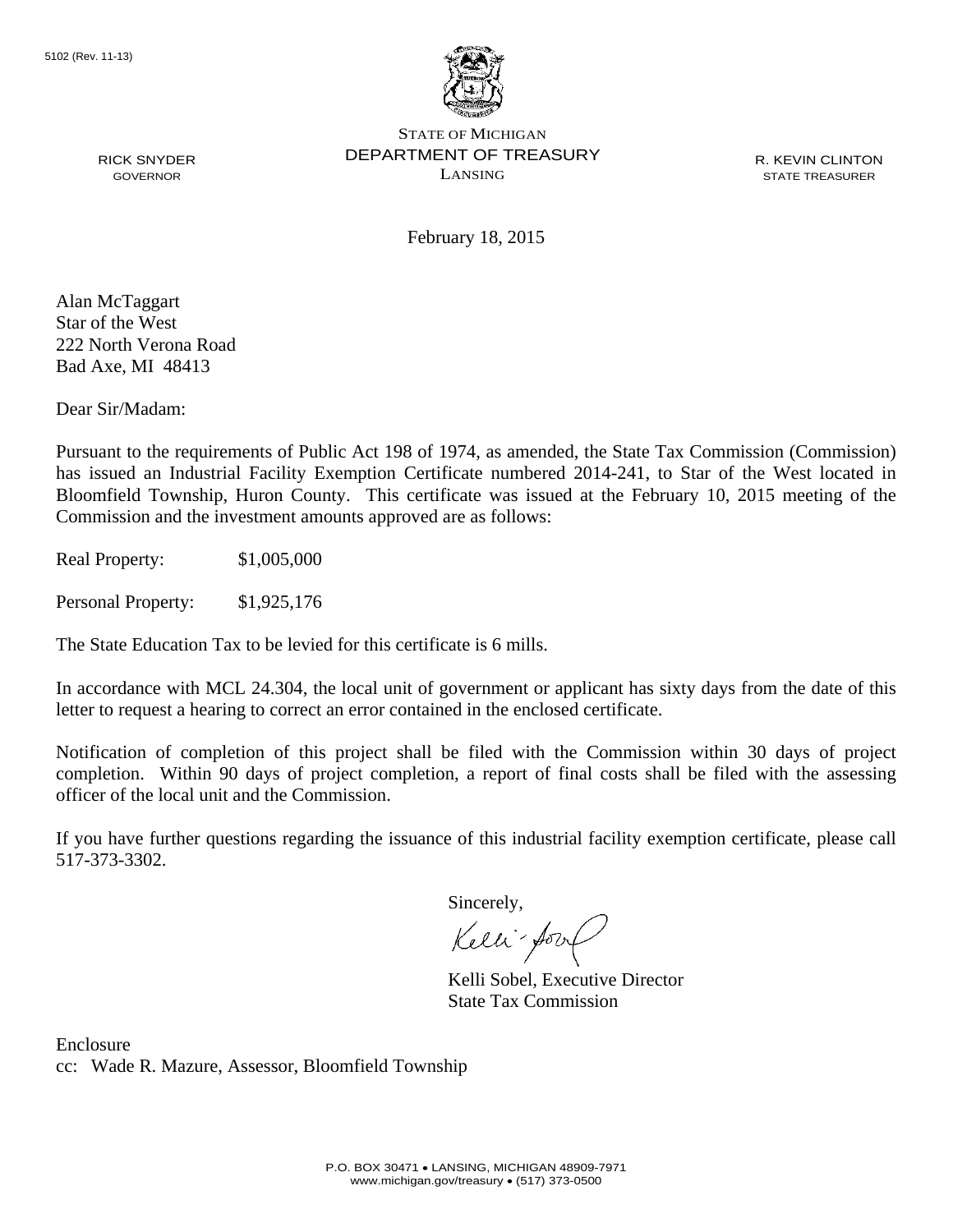5102 (Rev. 11-13)

STATE OF MICHIGAN
DEPARTMENT OF TREASURY
LANSING

RICK SNYDER
GOVERNOR

R. KEVIN CLINTON
STATE TREASURER

February 18, 2015

Alan McTaggart
Star of the West
222 North Verona Road
Bad Axe, MI 48413

Dear Sir/Madam:

Pursuant to the requirements of Public Act 198 of 1974, as amended, the State Tax Commission (Commission) has issued an Industrial Facility Exemption Certificate numbered 2014-241, to Star of the West located in Bloomfield Township, Huron County. This certificate was issued at the February 10, 2015 meeting of the Commission and the investment amounts approved are as follows:

Real Property: $1,005,000

Personal Property: $1,925,176

The State Education Tax to be levied for this certificate is 6 mills.

In accordance with MCL 24.304, the local unit of government or applicant has sixty days from the date of this letter to request a hearing to correct an error contained in the enclosed certificate.

Notification of completion of this project shall be filed with the Commission within 30 days of project completion. Within 90 days of project completion, a report of final costs shall be filed with the assessing officer of the local unit and the Commission.

If you have further questions regarding the issuance of this industrial facility exemption certificate, please call 517-373-3302.

Sincerely,

Kelli Sobel, Executive Director
State Tax Commission

Enclosure
cc: Wade R. Mazure, Assessor, Bloomfield Township

P.O. BOX 30471 • LANSING, MICHIGAN 48909-7971
www.michigan.gov/treasury • (517) 373-0500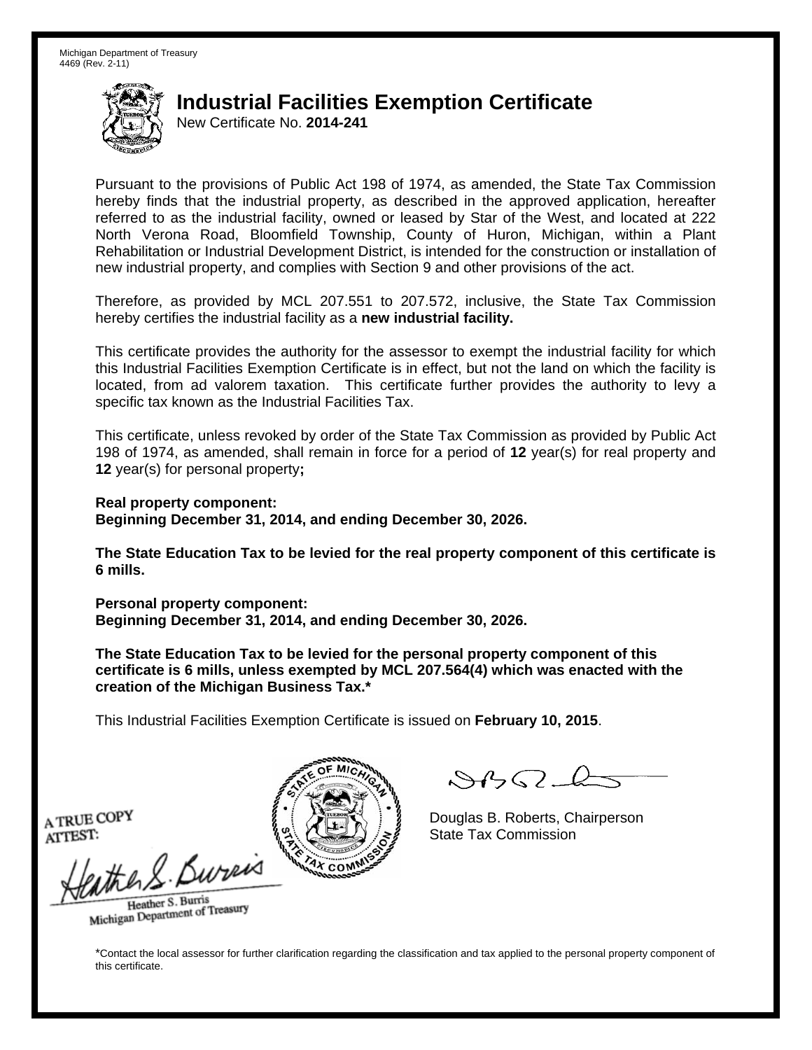Michigan Department of Treasury
4469 (Rev. 2-11)

# Industrial Facilities Exemption Certificate

New Certificate No. **2014-241**

Pursuant to the provisions of Public Act 198 of 1974, as amended, the State Tax Commission hereby finds that the industrial property, as described in the approved application, hereafter referred to as the industrial facility, owned or leased by Star of the West, and located at 222 North Verona Road, Bloomfield Township, County of Huron, Michigan, within a Plant Rehabilitation or Industrial Development District, is intended for the construction or installation of new industrial property, and complies with Section 9 and other provisions of the act.

Therefore, as provided by MCL 207.551 to 207.572, inclusive, the State Tax Commission hereby certifies the industrial facility as a **new industrial facility.**

This certificate provides the authority for the assessor to exempt the industrial facility for which this Industrial Facilities Exemption Certificate is in effect, but not the land on which the facility is located, from ad valorem taxation. This certificate further provides the authority to levy a specific tax known as the Industrial Facilities Tax.

This certificate, unless revoked by order of the State Tax Commission as provided by Public Act 198 of 1974, as amended, shall remain in force for a period of **12** year(s) for real property and **12** year(s) for personal property**;**

**Real property component:**
**Beginning December 31, 2014, and ending December 30, 2026.**

**The State Education Tax to be levied for the real property component of this certificate is 6 mills.**

**Personal property component:**
**Beginning December 31, 2014, and ending December 30, 2026.**

**The State Education Tax to be levied for the personal property component of this certificate is 6 mills, unless exempted by MCL 207.564(4) which was enacted with the creation of the Michigan Business Tax.***

This Industrial Facilities Exemption Certificate is issued on **February 10, 2015**.

A TRUE COPY
ATTEST:

Heather S. Burris
Michigan Department of Treasury

Douglas B. Roberts, Chairperson
State Tax Commission

*Contact the local assessor for further clarification regarding the classification and tax applied to the personal property component of this certificate.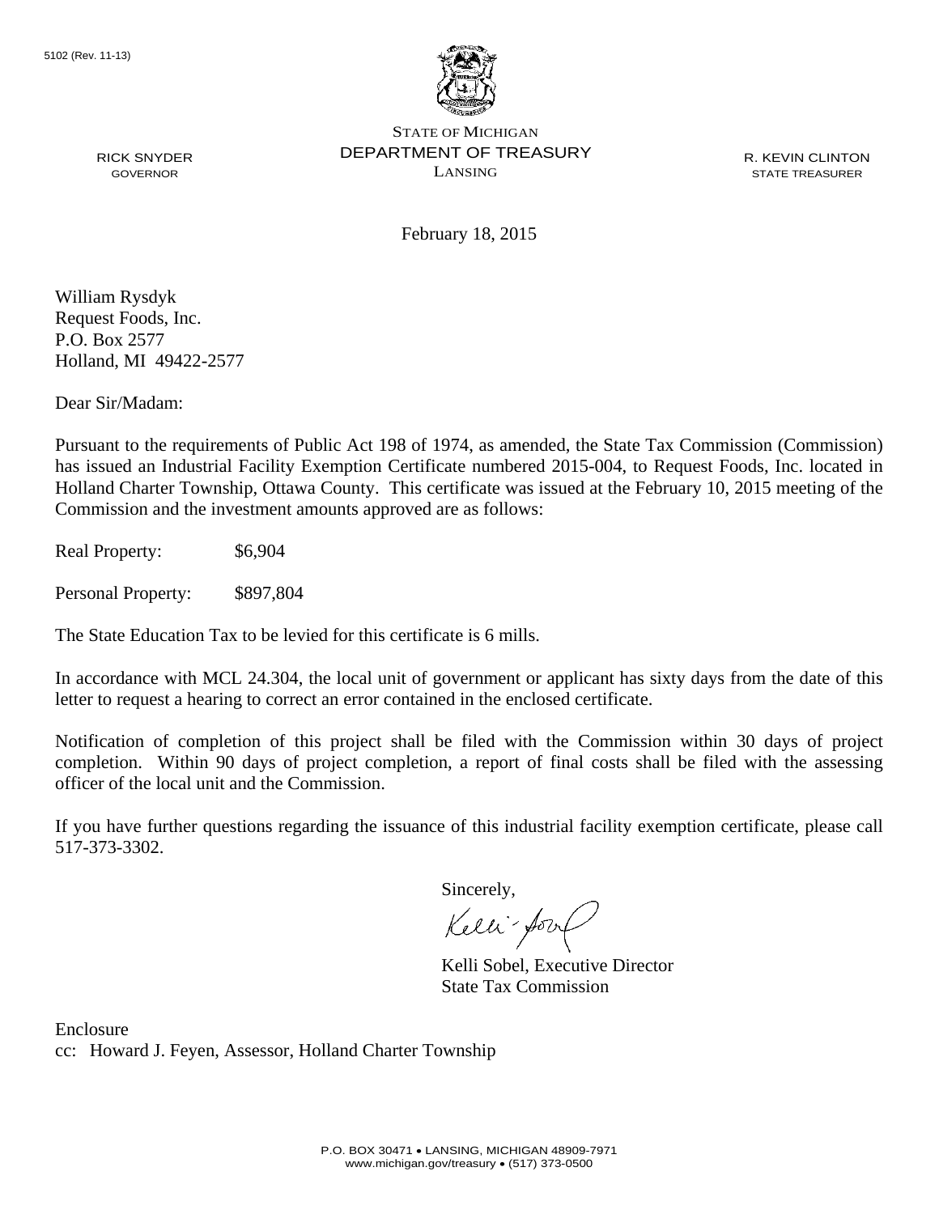5102 (Rev. 11-13)

STATE OF MICHIGAN
DEPARTMENT OF TREASURY
LANSING

RICK SNYDER
GOVERNOR

R. KEVIN CLINTON
STATE TREASURER

February 18, 2015

William Rysdyk
Request Foods, Inc.
P.O. Box 2577
Holland, MI 49422-2577

Dear Sir/Madam:

Pursuant to the requirements of Public Act 198 of 1974, as amended, the State Tax Commission (Commission) has issued an Industrial Facility Exemption Certificate numbered 2015-004, to Request Foods, Inc. located in Holland Charter Township, Ottawa County. This certificate was issued at the February 10, 2015 meeting of the Commission and the investment amounts approved are as follows:

Real Property: $6,904

Personal Property: $897,804

The State Education Tax to be levied for this certificate is 6 mills.

In accordance with MCL 24.304, the local unit of government or applicant has sixty days from the date of this letter to request a hearing to correct an error contained in the enclosed certificate.

Notification of completion of this project shall be filed with the Commission within 30 days of project completion. Within 90 days of project completion, a report of final costs shall be filed with the assessing officer of the local unit and the Commission.

If you have further questions regarding the issuance of this industrial facility exemption certificate, please call 517-373-3302.

Sincerely,

Kelli Sobel, Executive Director
State Tax Commission

Enclosure
cc: Howard J. Feyen, Assessor, Holland Charter Township

P.O. BOX 30471 • LANSING, MICHIGAN 48909-7971
www.michigan.gov/treasury • (517) 373-0500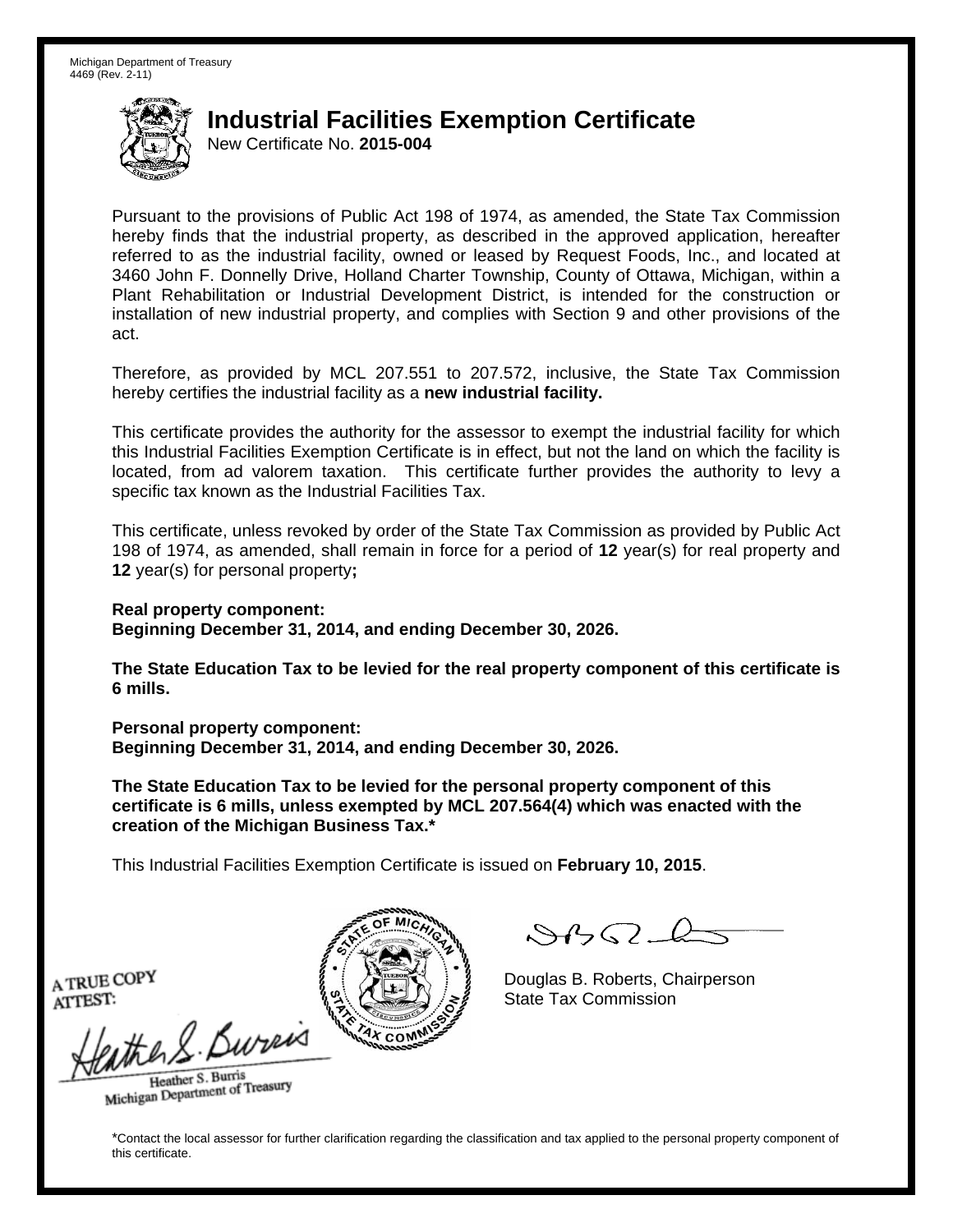Michigan Department of Treasury
4469 (Rev. 2-11)

# Industrial Facilities Exemption Certificate

New Certificate No. **2015-004**

Pursuant to the provisions of Public Act 198 of 1974, as amended, the State Tax Commission hereby finds that the industrial property, as described in the approved application, hereafter referred to as the industrial facility, owned or leased by Request Foods, Inc., and located at 3460 John F. Donnelly Drive, Holland Charter Township, County of Ottawa, Michigan, within a Plant Rehabilitation or Industrial Development District, is intended for the construction or installation of new industrial property, and complies with Section 9 and other provisions of the act.

Therefore, as provided by MCL 207.551 to 207.572, inclusive, the State Tax Commission hereby certifies the industrial facility as a **new industrial facility.**

This certificate provides the authority for the assessor to exempt the industrial facility for which this Industrial Facilities Exemption Certificate is in effect, but not the land on which the facility is located, from ad valorem taxation. This certificate further provides the authority to levy a specific tax known as the Industrial Facilities Tax.

This certificate, unless revoked by order of the State Tax Commission as provided by Public Act 198 of 1974, as amended, shall remain in force for a period of **12** year(s) for real property and **12** year(s) for personal property**;**

**Real property component:**
**Beginning December 31, 2014, and ending December 30, 2026.**

**The State Education Tax to be levied for the real property component of this certificate is 6 mills.**

**Personal property component:**
**Beginning December 31, 2014, and ending December 30, 2026.**

**The State Education Tax to be levied for the personal property component of this certificate is 6 mills, unless exempted by MCL 207.564(4) which was enacted with the creation of the Michigan Business Tax.***

This Industrial Facilities Exemption Certificate is issued on **February 10, 2015**.

A TRUE COPY
ATTEST:

Heather S. Burris
Michigan Department of Treasury

Douglas B. Roberts, Chairperson
State Tax Commission

*Contact the local assessor for further clarification regarding the classification and tax applied to the personal property component of this certificate.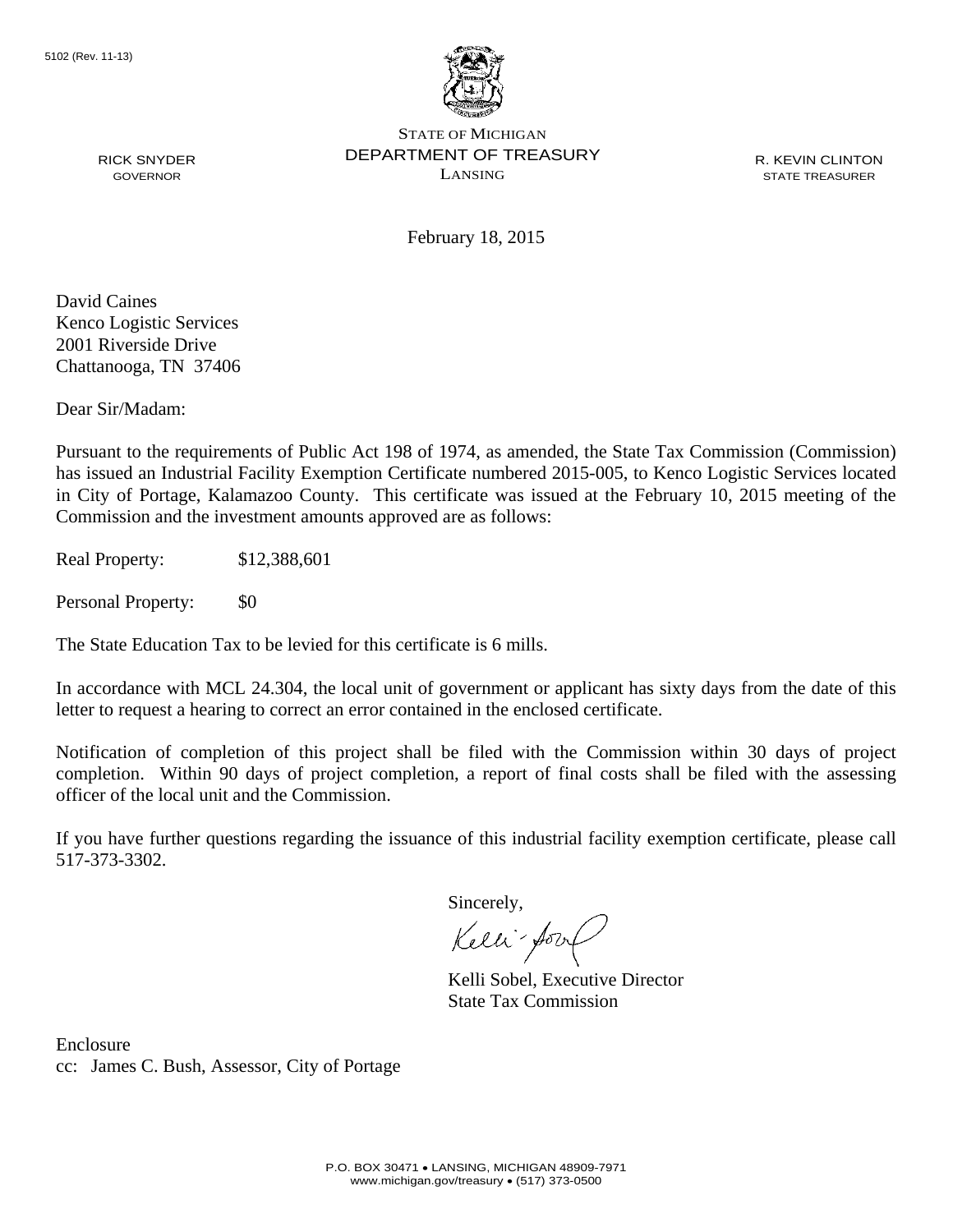5102 (Rev. 11-13)

STATE OF MICHIGAN
DEPARTMENT OF TREASURY
LANSING

RICK SNYDER
GOVERNOR

R. KEVIN CLINTON
STATE TREASURER

February 18, 2015

David Caines
Kenco Logistic Services
2001 Riverside Drive
Chattanooga, TN 37406

Dear Sir/Madam:

Pursuant to the requirements of Public Act 198 of 1974, as amended, the State Tax Commission (Commission) has issued an Industrial Facility Exemption Certificate numbered 2015-005, to Kenco Logistic Services located in City of Portage, Kalamazoo County. This certificate was issued at the February 10, 2015 meeting of the Commission and the investment amounts approved are as follows:

Real Property: $12,388,601

Personal Property: $0

The State Education Tax to be levied for this certificate is 6 mills.

In accordance with MCL 24.304, the local unit of government or applicant has sixty days from the date of this letter to request a hearing to correct an error contained in the enclosed certificate.

Notification of completion of this project shall be filed with the Commission within 30 days of project completion. Within 90 days of project completion, a report of final costs shall be filed with the assessing officer of the local unit and the Commission.

If you have further questions regarding the issuance of this industrial facility exemption certificate, please call 517-373-3302.

Sincerely,

Kelli Sobel, Executive Director
State Tax Commission

Enclosure
cc: James C. Bush, Assessor, City of Portage

P.O. BOX 30471 • LANSING, MICHIGAN 48909-7971
www.michigan.gov/treasury • (517) 373-0500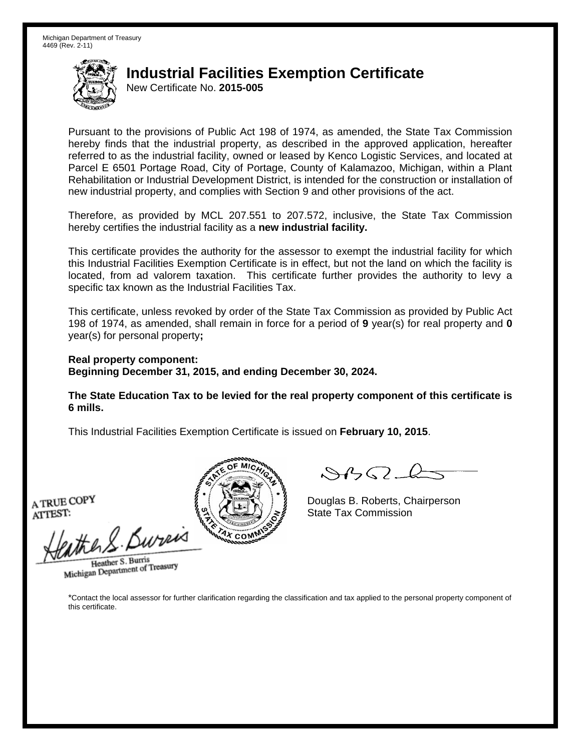Michigan Department of Treasury
4469 (Rev. 2-11)

# Industrial Facilities Exemption Certificate

New Certificate No. **2015-005**

Pursuant to the provisions of Public Act 198 of 1974, as amended, the State Tax Commission hereby finds that the industrial property, as described in the approved application, hereafter referred to as the industrial facility, owned or leased by Kenco Logistic Services, and located at Parcel E 6501 Portage Road, City of Portage, County of Kalamazoo, Michigan, within a Plant Rehabilitation or Industrial Development District, is intended for the construction or installation of new industrial property, and complies with Section 9 and other provisions of the act.

Therefore, as provided by MCL 207.551 to 207.572, inclusive, the State Tax Commission hereby certifies the industrial facility as a **new industrial facility.**

This certificate provides the authority for the assessor to exempt the industrial facility for which this Industrial Facilities Exemption Certificate is in effect, but not the land on which the facility is located, from ad valorem taxation. This certificate further provides the authority to levy a specific tax known as the Industrial Facilities Tax.

This certificate, unless revoked by order of the State Tax Commission as provided by Public Act 198 of 1974, as amended, shall remain in force for a period of **9** year(s) for real property and **0** year(s) for personal property**;**

**Real property component:**
**Beginning December 31, 2015, and ending December 30, 2024.**

**The State Education Tax to be levied for the real property component of this certificate is 6 mills.**

This Industrial Facilities Exemption Certificate is issued on **February 10, 2015**.

A TRUE COPY
ATTEST:

Heather S. Burris
Michigan Department of Treasury

Douglas B. Roberts, Chairperson
State Tax Commission

*Contact the local assessor for further clarification regarding the classification and tax applied to the personal property component of this certificate.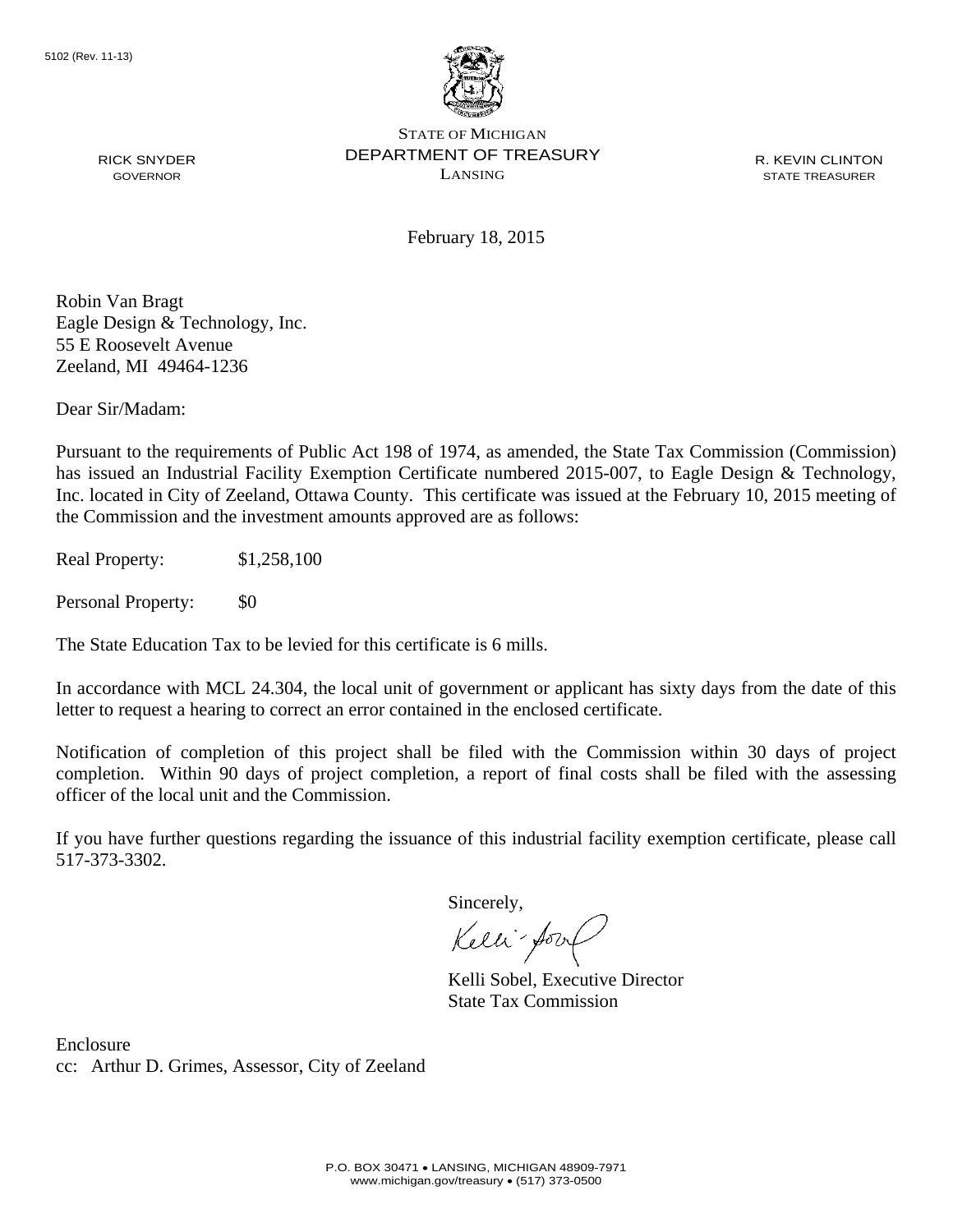5102 (Rev. 11-13)

STATE OF MICHIGAN
DEPARTMENT OF TREASURY
LANSING

RICK SNYDER
GOVERNOR

R. KEVIN CLINTON
STATE TREASURER

February 18, 2015

Robin Van Bragt
Eagle Design & Technology, Inc.
55 E Roosevelt Avenue
Zeeland, MI 49464-1236

Dear Sir/Madam:

Pursuant to the requirements of Public Act 198 of 1974, as amended, the State Tax Commission (Commission) has issued an Industrial Facility Exemption Certificate numbered 2015-007, to Eagle Design & Technology, Inc. located in City of Zeeland, Ottawa County. This certificate was issued at the February 10, 2015 meeting of the Commission and the investment amounts approved are as follows:

Real Property: $1,258,100

Personal Property: $0

The State Education Tax to be levied for this certificate is 6 mills.

In accordance with MCL 24.304, the local unit of government or applicant has sixty days from the date of this letter to request a hearing to correct an error contained in the enclosed certificate.

Notification of completion of this project shall be filed with the Commission within 30 days of project completion. Within 90 days of project completion, a report of final costs shall be filed with the assessing officer of the local unit and the Commission.

If you have further questions regarding the issuance of this industrial facility exemption certificate, please call 517-373-3302.

Sincerely,

Kelli Sobel, Executive Director
State Tax Commission

Enclosure
cc: Arthur D. Grimes, Assessor, City of Zeeland

P.O. BOX 30471 • LANSING, MICHIGAN 48909-7971
www.michigan.gov/treasury • (517) 373-0500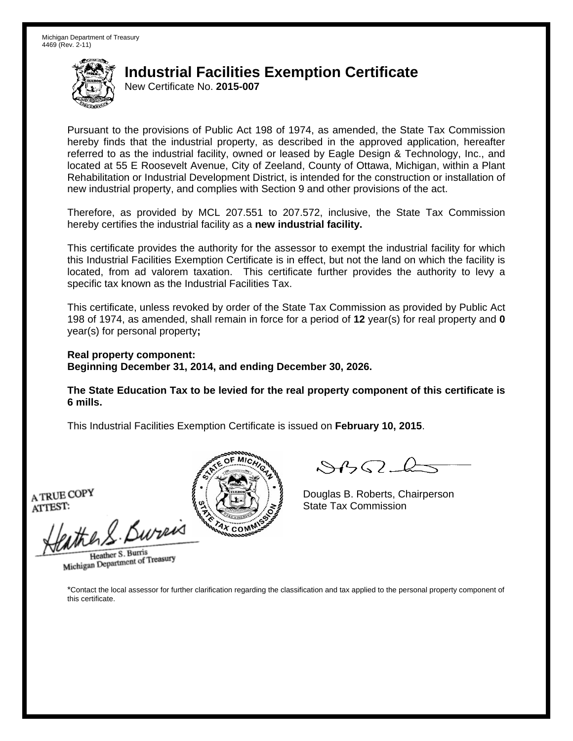Michigan Department of Treasury
4469 (Rev. 2-11)

# Industrial Facilities Exemption Certificate

New Certificate No. **2015-007**

Pursuant to the provisions of Public Act 198 of 1974, as amended, the State Tax Commission hereby finds that the industrial property, as described in the approved application, hereafter referred to as the industrial facility, owned or leased by Eagle Design & Technology, Inc., and located at 55 E Roosevelt Avenue, City of Zeeland, County of Ottawa, Michigan, within a Plant Rehabilitation or Industrial Development District, is intended for the construction or installation of new industrial property, and complies with Section 9 and other provisions of the act.

Therefore, as provided by MCL 207.551 to 207.572, inclusive, the State Tax Commission hereby certifies the industrial facility as a **new industrial facility.**

This certificate provides the authority for the assessor to exempt the industrial facility for which this Industrial Facilities Exemption Certificate is in effect, but not the land on which the facility is located, from ad valorem taxation. This certificate further provides the authority to levy a specific tax known as the Industrial Facilities Tax.

This certificate, unless revoked by order of the State Tax Commission as provided by Public Act 198 of 1974, as amended, shall remain in force for a period of **12** year(s) for real property and **0** year(s) for personal property**;**

**Real property component:**
**Beginning December 31, 2014, and ending December 30, 2026.**

**The State Education Tax to be levied for the real property component of this certificate is 6 mills.**

This Industrial Facilities Exemption Certificate is issued on **February 10, 2015**.

A TRUE COPY
ATTEST:

Heather S. Burris
Michigan Department of Treasury

Douglas B. Roberts, Chairperson
State Tax Commission

*Contact the local assessor for further clarification regarding the classification and tax applied to the personal property component of this certificate.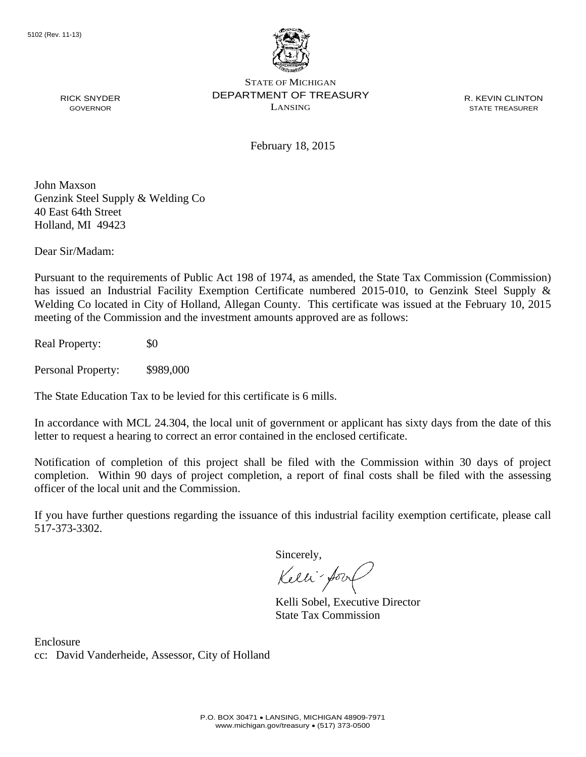5102 (Rev. 11-13)

STATE OF MICHIGAN
DEPARTMENT OF TREASURY
LANSING

RICK SNYDER
GOVERNOR

R. KEVIN CLINTON
STATE TREASURER

February 18, 2015

John Maxson
Genzink Steel Supply & Welding Co
40 East 64th Street
Holland, MI 49423

Dear Sir/Madam:

Pursuant to the requirements of Public Act 198 of 1974, as amended, the State Tax Commission (Commission) has issued an Industrial Facility Exemption Certificate numbered 2015-010, to Genzink Steel Supply & Welding Co located in City of Holland, Allegan County. This certificate was issued at the February 10, 2015 meeting of the Commission and the investment amounts approved are as follows:

Real Property: $0

Personal Property: $989,000

The State Education Tax to be levied for this certificate is 6 mills.

In accordance with MCL 24.304, the local unit of government or applicant has sixty days from the date of this letter to request a hearing to correct an error contained in the enclosed certificate.

Notification of completion of this project shall be filed with the Commission within 30 days of project completion. Within 90 days of project completion, a report of final costs shall be filed with the assessing officer of the local unit and the Commission.

If you have further questions regarding the issuance of this industrial facility exemption certificate, please call 517-373-3302.

Sincerely,

Kelli Sobel, Executive Director
State Tax Commission

Enclosure
cc: David Vanderheide, Assessor, City of Holland

P.O. BOX 30471 • LANSING, MICHIGAN 48909-7971
www.michigan.gov/treasury • (517) 373-0500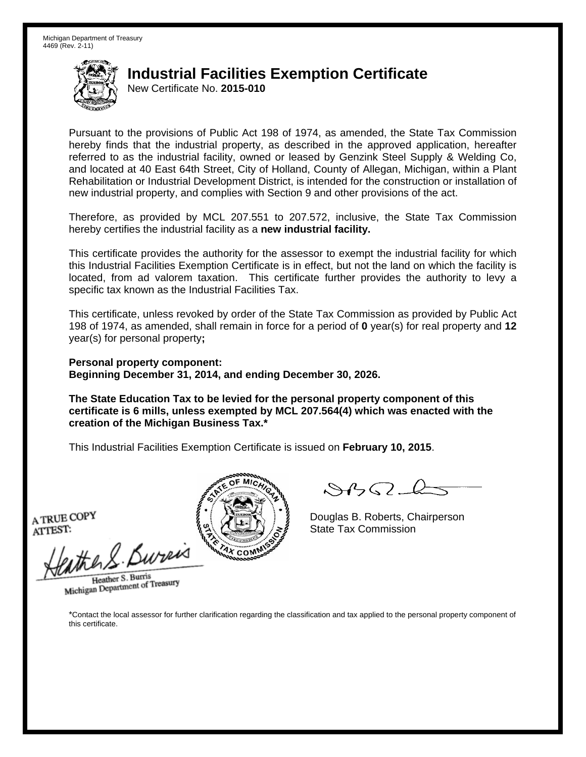Michigan Department of Treasury
4469 (Rev. 2-11)

# Industrial Facilities Exemption Certificate

New Certificate No. **2015-010**

Pursuant to the provisions of Public Act 198 of 1974, as amended, the State Tax Commission hereby finds that the industrial property, as described in the approved application, hereafter referred to as the industrial facility, owned or leased by Genzink Steel Supply & Welding Co, and located at 40 East 64th Street, City of Holland, County of Allegan, Michigan, within a Plant Rehabilitation or Industrial Development District, is intended for the construction or installation of new industrial property, and complies with Section 9 and other provisions of the act.

Therefore, as provided by MCL 207.551 to 207.572, inclusive, the State Tax Commission hereby certifies the industrial facility as a **new industrial facility.**

This certificate provides the authority for the assessor to exempt the industrial facility for which this Industrial Facilities Exemption Certificate is in effect, but not the land on which the facility is located, from ad valorem taxation. This certificate further provides the authority to levy a specific tax known as the Industrial Facilities Tax.

This certificate, unless revoked by order of the State Tax Commission as provided by Public Act 198 of 1974, as amended, shall remain in force for a period of **0** year(s) for real property and **12** year(s) for personal property**;**

**Personal property component:**
**Beginning December 31, 2014, and ending December 30, 2026.**

**The State Education Tax to be levied for the personal property component of this certificate is 6 mills, unless exempted by MCL 207.564(4) which was enacted with the creation of the Michigan Business Tax.***

This Industrial Facilities Exemption Certificate is issued on **February 10, 2015**.

A TRUE COPY
ATTEST:

Heather S. Burris
Michigan Department of Treasury

Douglas B. Roberts, Chairperson
State Tax Commission

*Contact the local assessor for further clarification regarding the classification and tax applied to the personal property component of this certificate.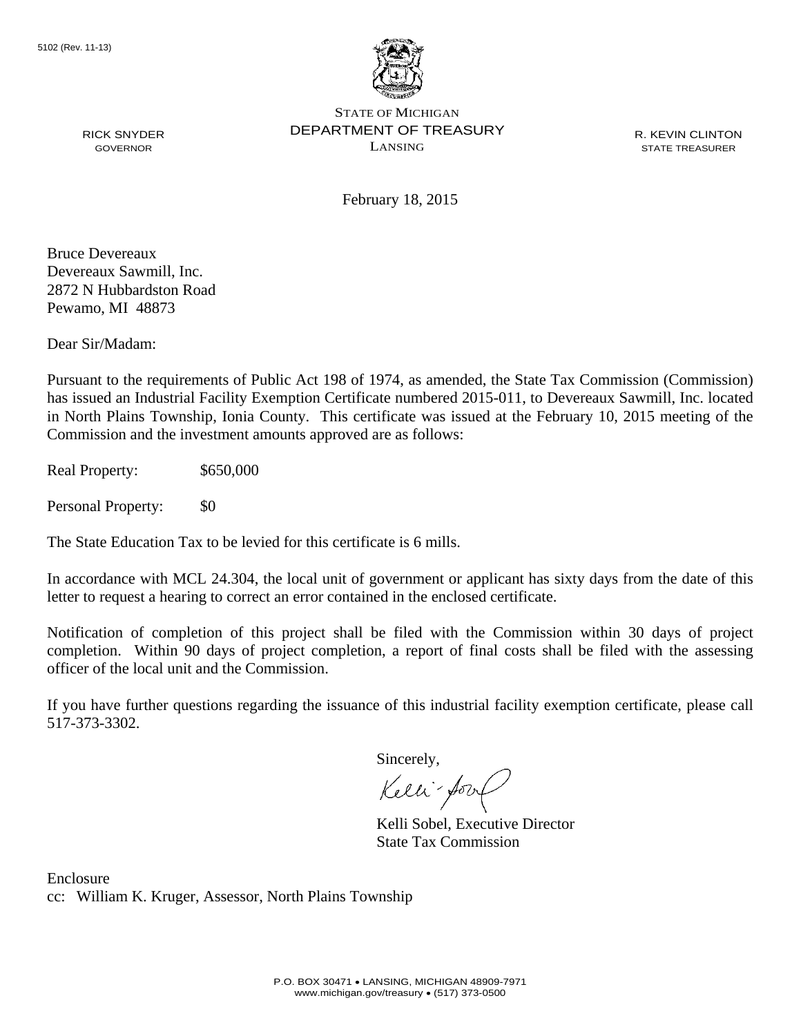5102 (Rev. 11-13)

STATE OF MICHIGAN
DEPARTMENT OF TREASURY
LANSING

RICK SNYDER
GOVERNOR

R. KEVIN CLINTON
STATE TREASURER

February 18, 2015

Bruce Devereaux
Devereaux Sawmill, Inc.
2872 N Hubbardston Road
Pewamo, MI 48873

Dear Sir/Madam:

Pursuant to the requirements of Public Act 198 of 1974, as amended, the State Tax Commission (Commission) has issued an Industrial Facility Exemption Certificate numbered 2015-011, to Devereaux Sawmill, Inc. located in North Plains Township, Ionia County. This certificate was issued at the February 10, 2015 meeting of the Commission and the investment amounts approved are as follows:

Real Property: $650,000

Personal Property: $0

The State Education Tax to be levied for this certificate is 6 mills.

In accordance with MCL 24.304, the local unit of government or applicant has sixty days from the date of this letter to request a hearing to correct an error contained in the enclosed certificate.

Notification of completion of this project shall be filed with the Commission within 30 days of project completion. Within 90 days of project completion, a report of final costs shall be filed with the assessing officer of the local unit and the Commission.

If you have further questions regarding the issuance of this industrial facility exemption certificate, please call 517-373-3302.

Sincerely,

Kelli Sobel, Executive Director
State Tax Commission

Enclosure
cc: William K. Kruger, Assessor, North Plains Township

P.O. BOX 30471 • LANSING, MICHIGAN 48909-7971
www.michigan.gov/treasury • (517) 373-0500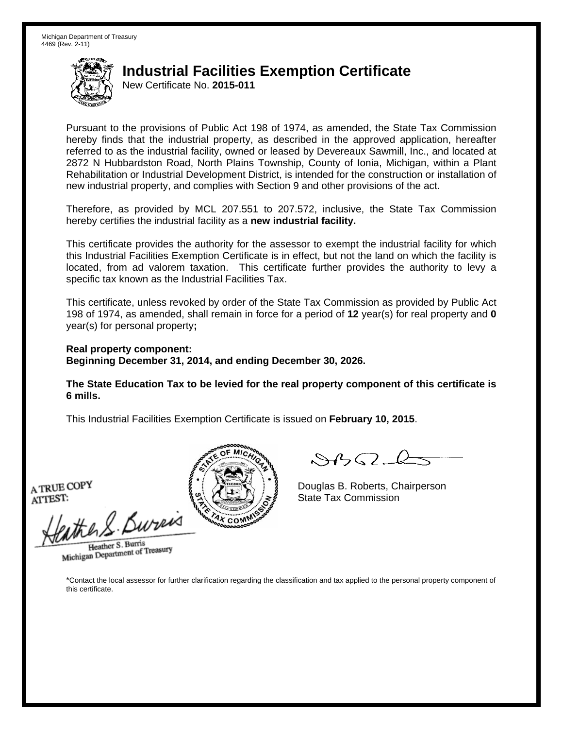Michigan Department of Treasury
4469 (Rev. 2-11)

# Industrial Facilities Exemption Certificate

New Certificate No. **2015-011**

Pursuant to the provisions of Public Act 198 of 1974, as amended, the State Tax Commission hereby finds that the industrial property, as described in the approved application, hereafter referred to as the industrial facility, owned or leased by Devereaux Sawmill, Inc., and located at 2872 N Hubbardston Road, North Plains Township, County of Ionia, Michigan, within a Plant Rehabilitation or Industrial Development District, is intended for the construction or installation of new industrial property, and complies with Section 9 and other provisions of the act.

Therefore, as provided by MCL 207.551 to 207.572, inclusive, the State Tax Commission hereby certifies the industrial facility as a **new industrial facility.**

This certificate provides the authority for the assessor to exempt the industrial facility for which this Industrial Facilities Exemption Certificate is in effect, but not the land on which the facility is located, from ad valorem taxation. This certificate further provides the authority to levy a specific tax known as the Industrial Facilities Tax.

This certificate, unless revoked by order of the State Tax Commission as provided by Public Act 198 of 1974, as amended, shall remain in force for a period of **12** year(s) for real property and **0** year(s) for personal property**;**

**Real property component:**
**Beginning December 31, 2014, and ending December 30, 2026.**

**The State Education Tax to be levied for the real property component of this certificate is 6 mills.**

This Industrial Facilities Exemption Certificate is issued on **February 10, 2015**.

A TRUE COPY
ATTEST:

Heather S. Burris
Michigan Department of Treasury

Douglas B. Roberts, Chairperson
State Tax Commission

*Contact the local assessor for further clarification regarding the classification and tax applied to the personal property component of this certificate.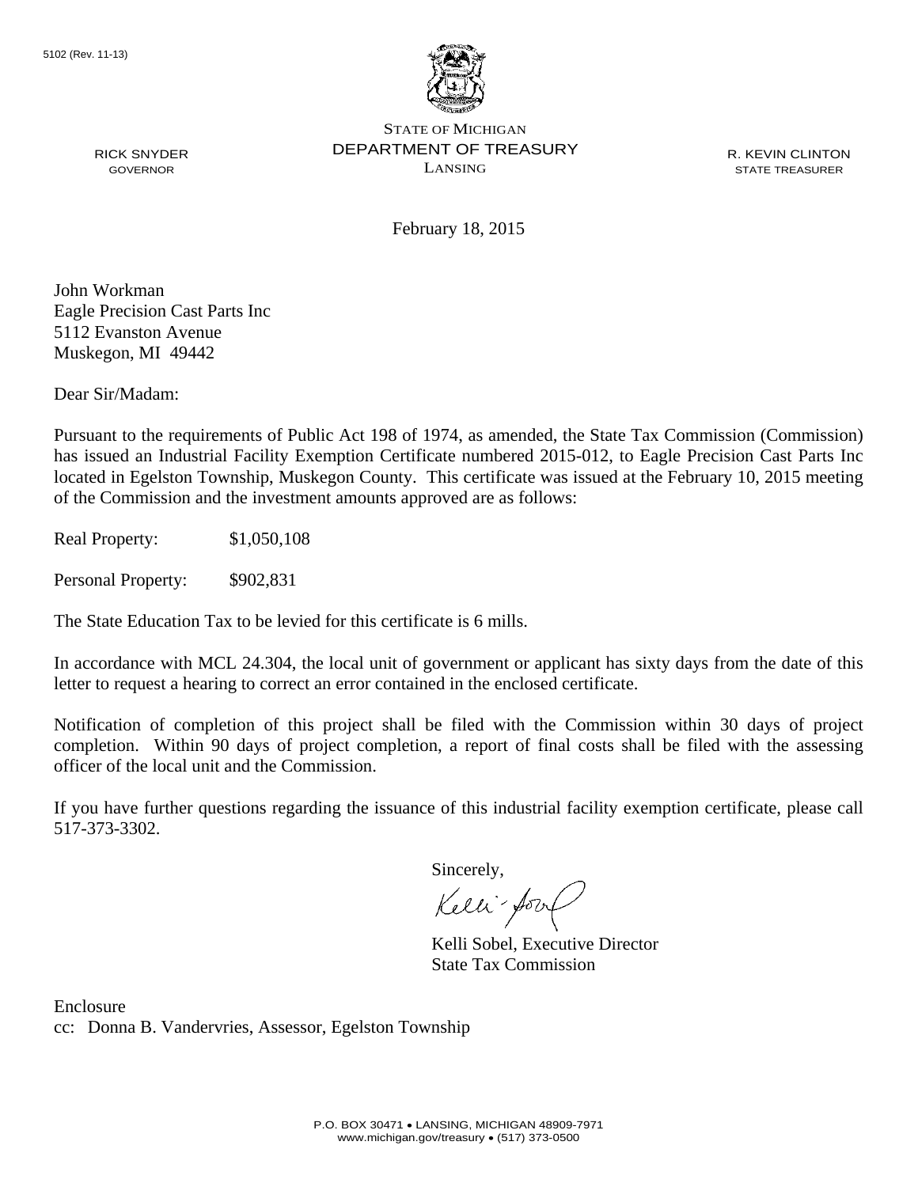5102 (Rev. 11-13)

STATE OF MICHIGAN
DEPARTMENT OF TREASURY
LANSING

RICK SNYDER
GOVERNOR

R. KEVIN CLINTON
STATE TREASURER

February 18, 2015

John Workman
Eagle Precision Cast Parts Inc
5112 Evanston Avenue
Muskegon, MI 49442

Dear Sir/Madam:

Pursuant to the requirements of Public Act 198 of 1974, as amended, the State Tax Commission (Commission) has issued an Industrial Facility Exemption Certificate numbered 2015-012, to Eagle Precision Cast Parts Inc located in Egelston Township, Muskegon County. This certificate was issued at the February 10, 2015 meeting of the Commission and the investment amounts approved are as follows:

Real Property: $1,050,108

Personal Property: $902,831

The State Education Tax to be levied for this certificate is 6 mills.

In accordance with MCL 24.304, the local unit of government or applicant has sixty days from the date of this letter to request a hearing to correct an error contained in the enclosed certificate.

Notification of completion of this project shall be filed with the Commission within 30 days of project completion. Within 90 days of project completion, a report of final costs shall be filed with the assessing officer of the local unit and the Commission.

If you have further questions regarding the issuance of this industrial facility exemption certificate, please call 517-373-3302.

Sincerely,

Kelli Sobel, Executive Director
State Tax Commission

Enclosure
cc: Donna B. Vandervries, Assessor, Egelston Township

P.O. BOX 30471 • LANSING, MICHIGAN 48909-7971
www.michigan.gov/treasury • (517) 373-0500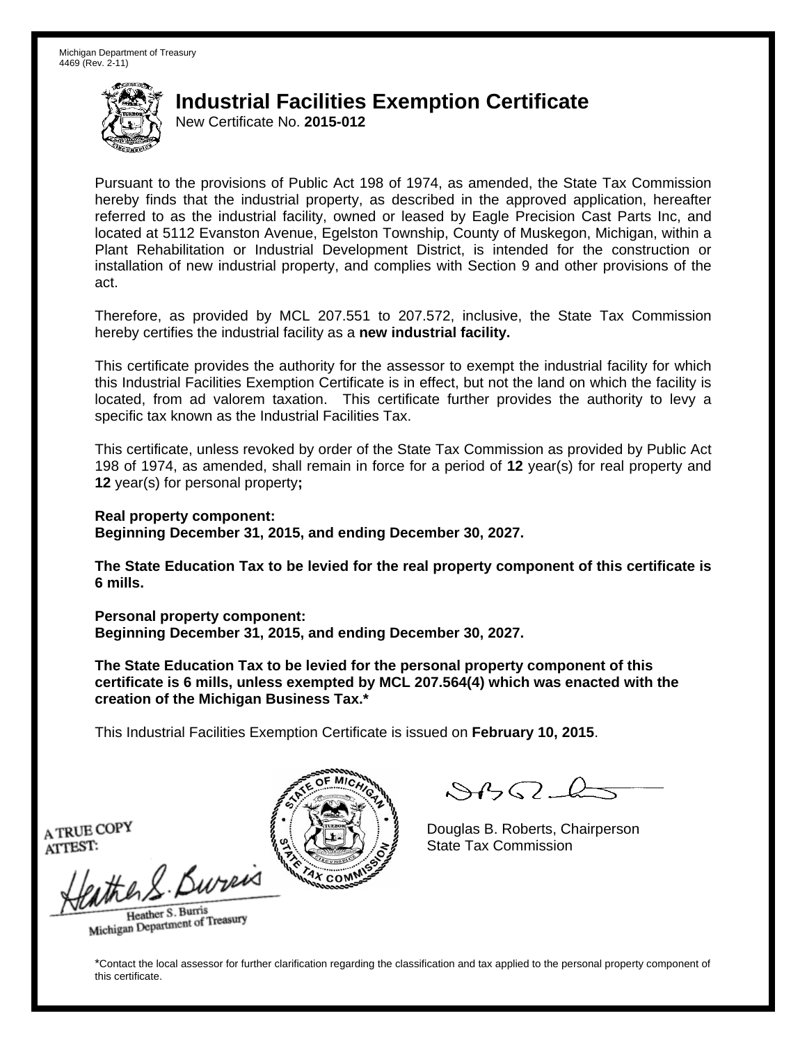Michigan Department of Treasury
4469 (Rev. 2-11)

# Industrial Facilities Exemption Certificate

New Certificate No. **2015-012**

Pursuant to the provisions of Public Act 198 of 1974, as amended, the State Tax Commission hereby finds that the industrial property, as described in the approved application, hereafter referred to as the industrial facility, owned or leased by Eagle Precision Cast Parts Inc, and located at 5112 Evanston Avenue, Egelston Township, County of Muskegon, Michigan, within a Plant Rehabilitation or Industrial Development District, is intended for the construction or installation of new industrial property, and complies with Section 9 and other provisions of the act.

Therefore, as provided by MCL 207.551 to 207.572, inclusive, the State Tax Commission hereby certifies the industrial facility as a **new industrial facility.**

This certificate provides the authority for the assessor to exempt the industrial facility for which this Industrial Facilities Exemption Certificate is in effect, but not the land on which the facility is located, from ad valorem taxation. This certificate further provides the authority to levy a specific tax known as the Industrial Facilities Tax.

This certificate, unless revoked by order of the State Tax Commission as provided by Public Act 198 of 1974, as amended, shall remain in force for a period of **12** year(s) for real property and **12** year(s) for personal property**;**

**Real property component:**
**Beginning December 31, 2015, and ending December 30, 2027.**

**The State Education Tax to be levied for the real property component of this certificate is 6 mills.**

**Personal property component:**
**Beginning December 31, 2015, and ending December 30, 2027.**

**The State Education Tax to be levied for the personal property component of this certificate is 6 mills, unless exempted by MCL 207.564(4) which was enacted with the creation of the Michigan Business Tax.***

This Industrial Facilities Exemption Certificate is issued on **February 10, 2015**.

A TRUE COPY
ATTEST:

Heather S. Burris
Michigan Department of Treasury

Douglas B. Roberts, Chairperson
State Tax Commission

*Contact the local assessor for further clarification regarding the classification and tax applied to the personal property component of this certificate.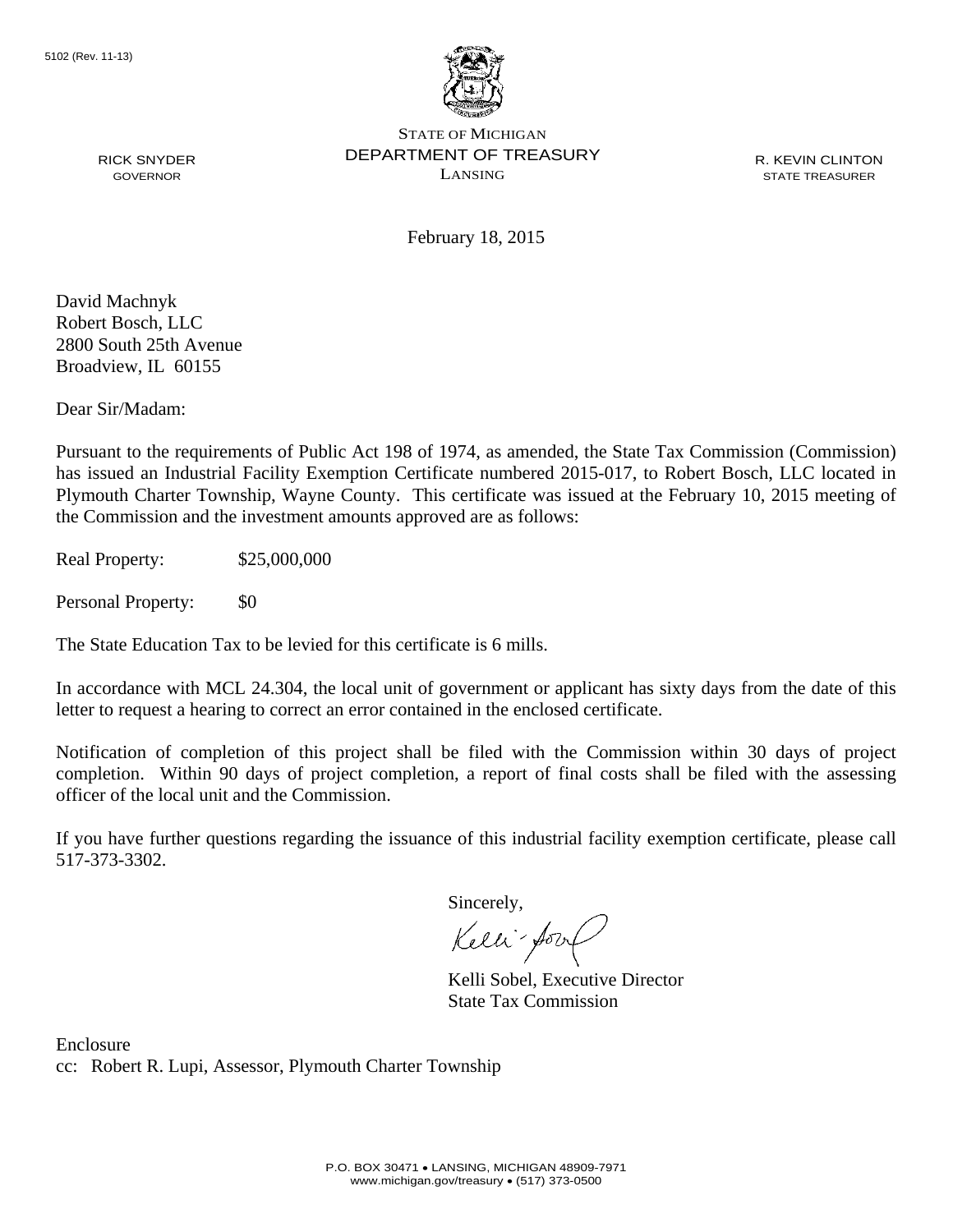5102 (Rev. 11-13)

STATE OF MICHIGAN
DEPARTMENT OF TREASURY
LANSING

RICK SNYDER
GOVERNOR

R. KEVIN CLINTON
STATE TREASURER

February 18, 2015

David Machnyk
Robert Bosch, LLC
2800 South 25th Avenue
Broadview, IL 60155

Dear Sir/Madam:

Pursuant to the requirements of Public Act 198 of 1974, as amended, the State Tax Commission (Commission) has issued an Industrial Facility Exemption Certificate numbered 2015-017, to Robert Bosch, LLC located in Plymouth Charter Township, Wayne County. This certificate was issued at the February 10, 2015 meeting of the Commission and the investment amounts approved are as follows:

Real Property: $25,000,000

Personal Property: $0

The State Education Tax to be levied for this certificate is 6 mills.

In accordance with MCL 24.304, the local unit of government or applicant has sixty days from the date of this letter to request a hearing to correct an error contained in the enclosed certificate.

Notification of completion of this project shall be filed with the Commission within 30 days of project completion. Within 90 days of project completion, a report of final costs shall be filed with the assessing officer of the local unit and the Commission.

If you have further questions regarding the issuance of this industrial facility exemption certificate, please call 517-373-3302.

Sincerely,

Kelli Sobel, Executive Director
State Tax Commission

Enclosure
cc: Robert R. Lupi, Assessor, Plymouth Charter Township

P.O. BOX 30471 • LANSING, MICHIGAN 48909-7971
www.michigan.gov/treasury • (517) 373-0500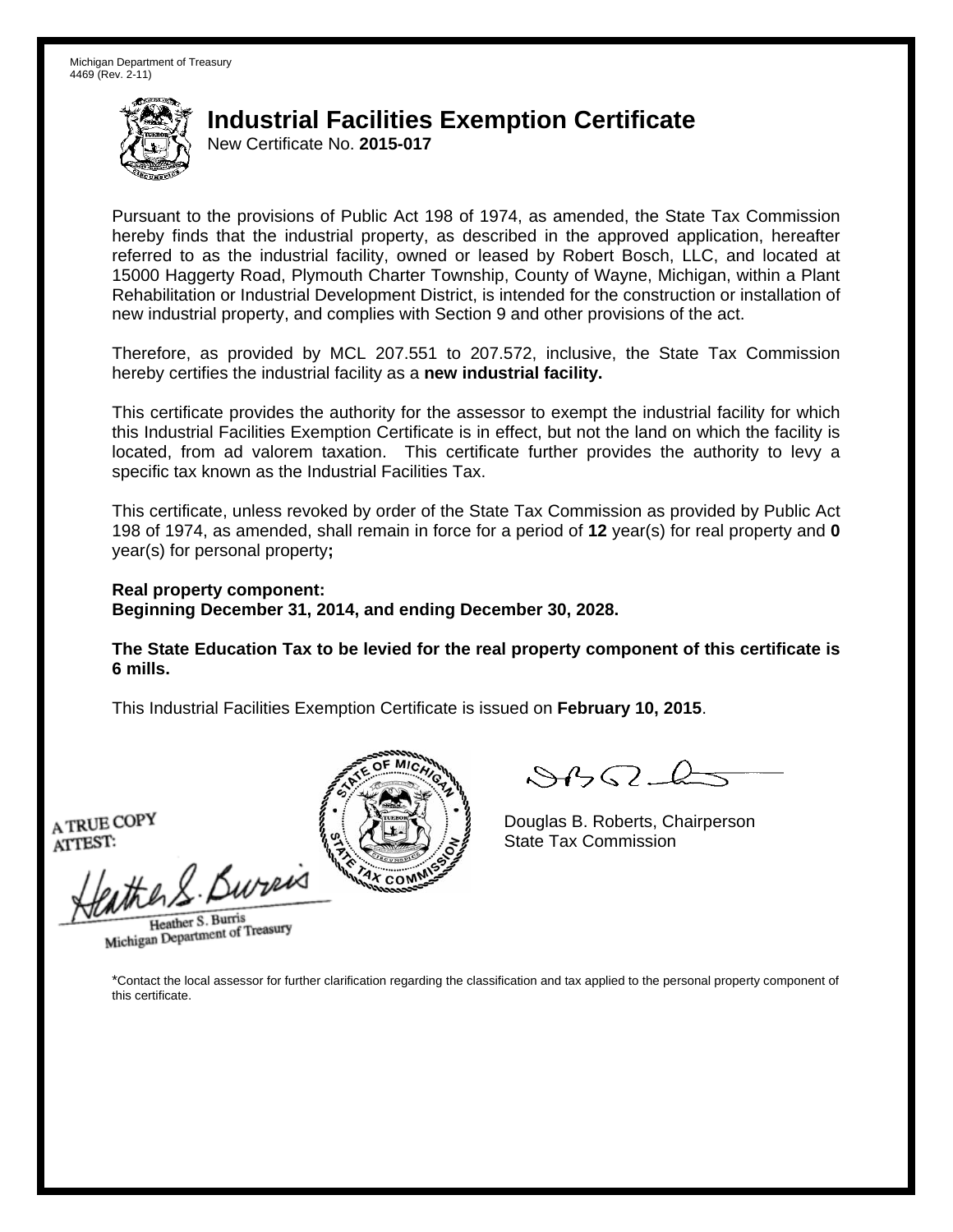Michigan Department of Treasury
4469 (Rev. 2-11)

# Industrial Facilities Exemption Certificate

New Certificate No. **2015-017**

Pursuant to the provisions of Public Act 198 of 1974, as amended, the State Tax Commission hereby finds that the industrial property, as described in the approved application, hereafter referred to as the industrial facility, owned or leased by Robert Bosch, LLC, and located at 15000 Haggerty Road, Plymouth Charter Township, County of Wayne, Michigan, within a Plant Rehabilitation or Industrial Development District, is intended for the construction or installation of new industrial property, and complies with Section 9 and other provisions of the act.

Therefore, as provided by MCL 207.551 to 207.572, inclusive, the State Tax Commission hereby certifies the industrial facility as a **new industrial facility.**

This certificate provides the authority for the assessor to exempt the industrial facility for which this Industrial Facilities Exemption Certificate is in effect, but not the land on which the facility is located, from ad valorem taxation. This certificate further provides the authority to levy a specific tax known as the Industrial Facilities Tax.

This certificate, unless revoked by order of the State Tax Commission as provided by Public Act 198 of 1974, as amended, shall remain in force for a period of **12** year(s) for real property and **0** year(s) for personal property**;**

**Real property component:**
**Beginning December 31, 2014, and ending December 30, 2028.**

**The State Education Tax to be levied for the real property component of this certificate is 6 mills.**

This Industrial Facilities Exemption Certificate is issued on **February 10, 2015**.

A TRUE COPY
ATTEST:

Heather S. Burris
Michigan Department of Treasury

Douglas B. Roberts, Chairperson
State Tax Commission

*Contact the local assessor for further clarification regarding the classification and tax applied to the personal property component of this certificate.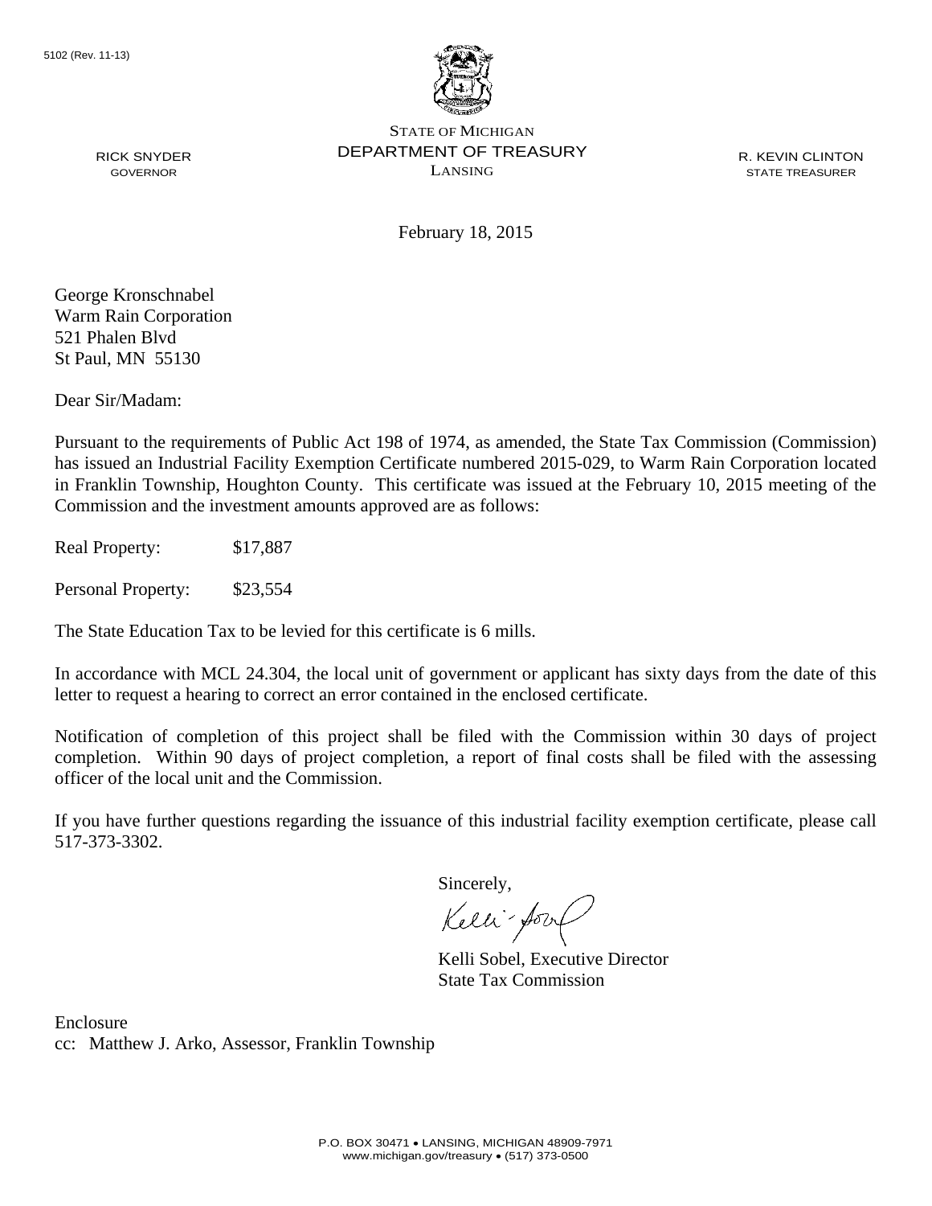5102 (Rev. 11-13)

STATE OF MICHIGAN
DEPARTMENT OF TREASURY
LANSING

RICK SNYDER
GOVERNOR

R. KEVIN CLINTON
STATE TREASURER

February 18, 2015

George Kronschnabel
Warm Rain Corporation
521 Phalen Blvd
St Paul, MN 55130

Dear Sir/Madam:

Pursuant to the requirements of Public Act 198 of 1974, as amended, the State Tax Commission (Commission) has issued an Industrial Facility Exemption Certificate numbered 2015-029, to Warm Rain Corporation located in Franklin Township, Houghton County. This certificate was issued at the February 10, 2015 meeting of the Commission and the investment amounts approved are as follows:

Real Property: $17,887

Personal Property: $23,554

The State Education Tax to be levied for this certificate is 6 mills.

In accordance with MCL 24.304, the local unit of government or applicant has sixty days from the date of this letter to request a hearing to correct an error contained in the enclosed certificate.

Notification of completion of this project shall be filed with the Commission within 30 days of project completion. Within 90 days of project completion, a report of final costs shall be filed with the assessing officer of the local unit and the Commission.

If you have further questions regarding the issuance of this industrial facility exemption certificate, please call 517-373-3302.

Sincerely,

Kelli Sobel, Executive Director
State Tax Commission

Enclosure
cc: Matthew J. Arko, Assessor, Franklin Township

P.O. BOX 30471 • LANSING, MICHIGAN 48909-7971
www.michigan.gov/treasury • (517) 373-0500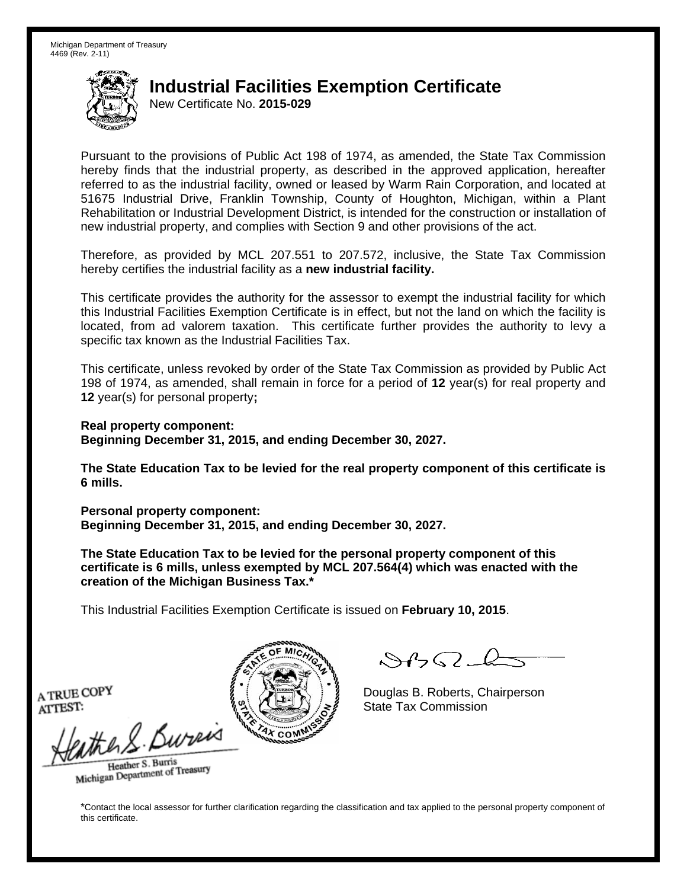Michigan Department of Treasury
4469 (Rev. 2-11)

# Industrial Facilities Exemption Certificate

New Certificate No. **2015-029**

Pursuant to the provisions of Public Act 198 of 1974, as amended, the State Tax Commission hereby finds that the industrial property, as described in the approved application, hereafter referred to as the industrial facility, owned or leased by Warm Rain Corporation, and located at 51675 Industrial Drive, Franklin Township, County of Houghton, Michigan, within a Plant Rehabilitation or Industrial Development District, is intended for the construction or installation of new industrial property, and complies with Section 9 and other provisions of the act.

Therefore, as provided by MCL 207.551 to 207.572, inclusive, the State Tax Commission hereby certifies the industrial facility as a **new industrial facility.**

This certificate provides the authority for the assessor to exempt the industrial facility for which this Industrial Facilities Exemption Certificate is in effect, but not the land on which the facility is located, from ad valorem taxation. This certificate further provides the authority to levy a specific tax known as the Industrial Facilities Tax.

This certificate, unless revoked by order of the State Tax Commission as provided by Public Act 198 of 1974, as amended, shall remain in force for a period of **12** year(s) for real property and **12** year(s) for personal property**;**

**Real property component:**
**Beginning December 31, 2015, and ending December 30, 2027.**

**The State Education Tax to be levied for the real property component of this certificate is 6 mills.**

**Personal property component:**
**Beginning December 31, 2015, and ending December 30, 2027.**

**The State Education Tax to be levied for the personal property component of this certificate is 6 mills, unless exempted by MCL 207.564(4) which was enacted with the creation of the Michigan Business Tax.***

This Industrial Facilities Exemption Certificate is issued on **February 10, 2015**.

A TRUE COPY
ATTEST:

Heather S. Burris
Michigan Department of Treasury

Douglas B. Roberts, Chairperson
State Tax Commission

*Contact the local assessor for further clarification regarding the classification and tax applied to the personal property component of this certificate.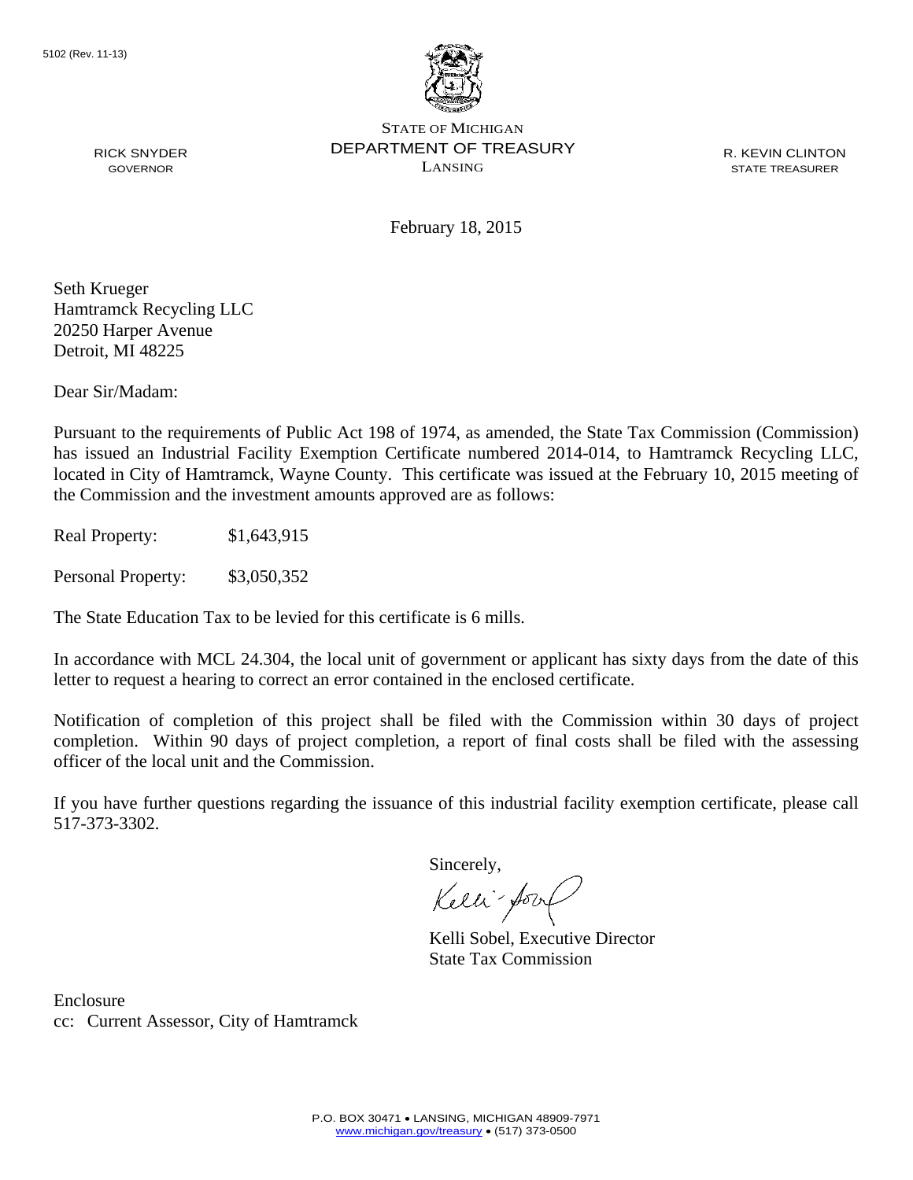5102 (Rev. 11-13)

STATE OF MICHIGAN
DEPARTMENT OF TREASURY
LANSING

RICK SNYDER
GOVERNOR

R. KEVIN CLINTON
STATE TREASURER

February 18, 2015

Seth Krueger
Hamtramck Recycling LLC
20250 Harper Avenue
Detroit, MI 48225

Dear Sir/Madam:

Pursuant to the requirements of Public Act 198 of 1974, as amended, the State Tax Commission (Commission) has issued an Industrial Facility Exemption Certificate numbered 2014-014, to Hamtramck Recycling LLC, located in City of Hamtramck, Wayne County. This certificate was issued at the February 10, 2015 meeting of the Commission and the investment amounts approved are as follows:

Real Property: $1,643,915

Personal Property: $3,050,352

The State Education Tax to be levied for this certificate is 6 mills.

In accordance with MCL 24.304, the local unit of government or applicant has sixty days from the date of this letter to request a hearing to correct an error contained in the enclosed certificate.

Notification of completion of this project shall be filed with the Commission within 30 days of project completion. Within 90 days of project completion, a report of final costs shall be filed with the assessing officer of the local unit and the Commission.

If you have further questions regarding the issuance of this industrial facility exemption certificate, please call 517-373-3302.

Sincerely,

Kelli Sobel, Executive Director
State Tax Commission

Enclosure
cc: Current Assessor, City of Hamtramck

P.O. BOX 30471 • LANSING, MICHIGAN 48909-7971
www.michigan.gov/treasury • (517) 373-0500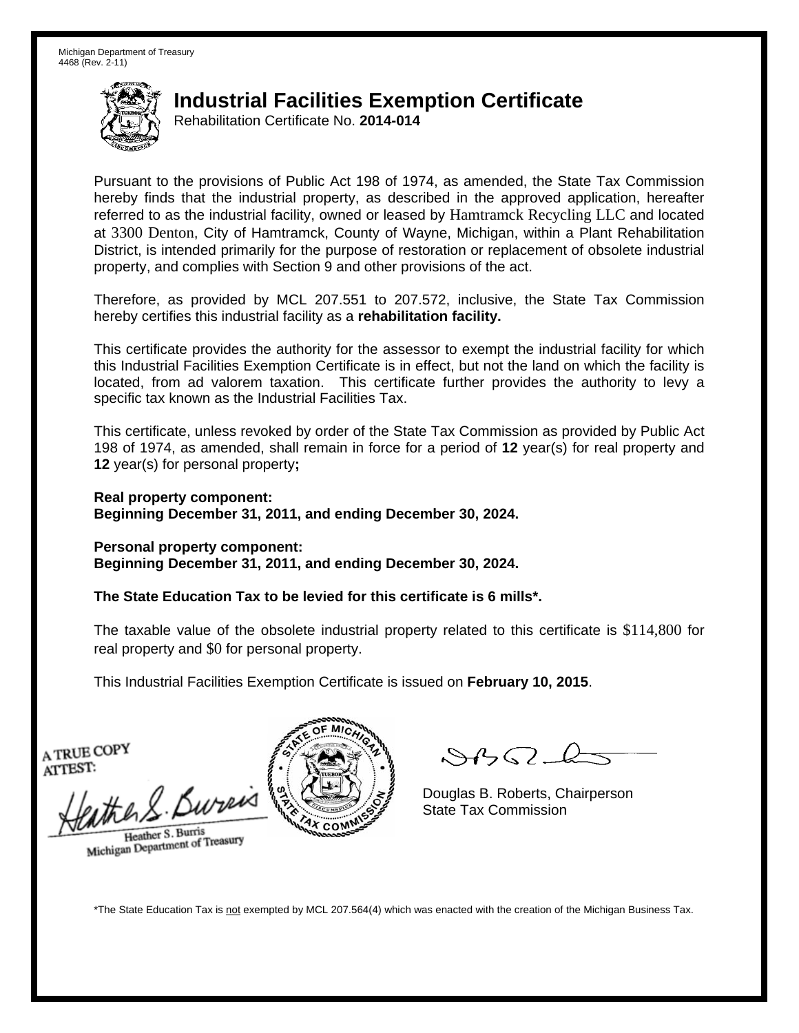Michigan Department of Treasury
4468 (Rev. 2-11)

# Industrial Facilities Exemption Certificate

Rehabilitation Certificate No. **2014-014**

Pursuant to the provisions of Public Act 198 of 1974, as amended, the State Tax Commission hereby finds that the industrial property, as described in the approved application, hereafter referred to as the industrial facility, owned or leased by Hamtramck Recycling LLC and located at 3300 Denton, City of Hamtramck, County of Wayne, Michigan, within a Plant Rehabilitation District, is intended primarily for the purpose of restoration or replacement of obsolete industrial property, and complies with Section 9 and other provisions of the act.

Therefore, as provided by MCL 207.551 to 207.572, inclusive, the State Tax Commission hereby certifies this industrial facility as a **rehabilitation facility.**

This certificate provides the authority for the assessor to exempt the industrial facility for which this Industrial Facilities Exemption Certificate is in effect, but not the land on which the facility is located, from ad valorem taxation. This certificate further provides the authority to levy a specific tax known as the Industrial Facilities Tax.

This certificate, unless revoked by order of the State Tax Commission as provided by Public Act 198 of 1974, as amended, shall remain in force for a period of **12** year(s) for real property and **12** year(s) for personal property**;**

**Real property component:**
**Beginning December 31, 2011, and ending December 30, 2024.**

**Personal property component:**
**Beginning December 31, 2011, and ending December 30, 2024.**

**The State Education Tax to be levied for this certificate is 6 mills*.**

The taxable value of the obsolete industrial property related to this certificate is $114,800 for real property and $0 for personal property.

This Industrial Facilities Exemption Certificate is issued on **February 10, 2015**.

A TRUE COPY
ATTEST:

Heather S. Burris
Michigan Department of Treasury

Douglas B. Roberts, Chairperson
State Tax Commission

*The State Education Tax is not exempted by MCL 207.564(4) which was enacted with the creation of the Michigan Business Tax.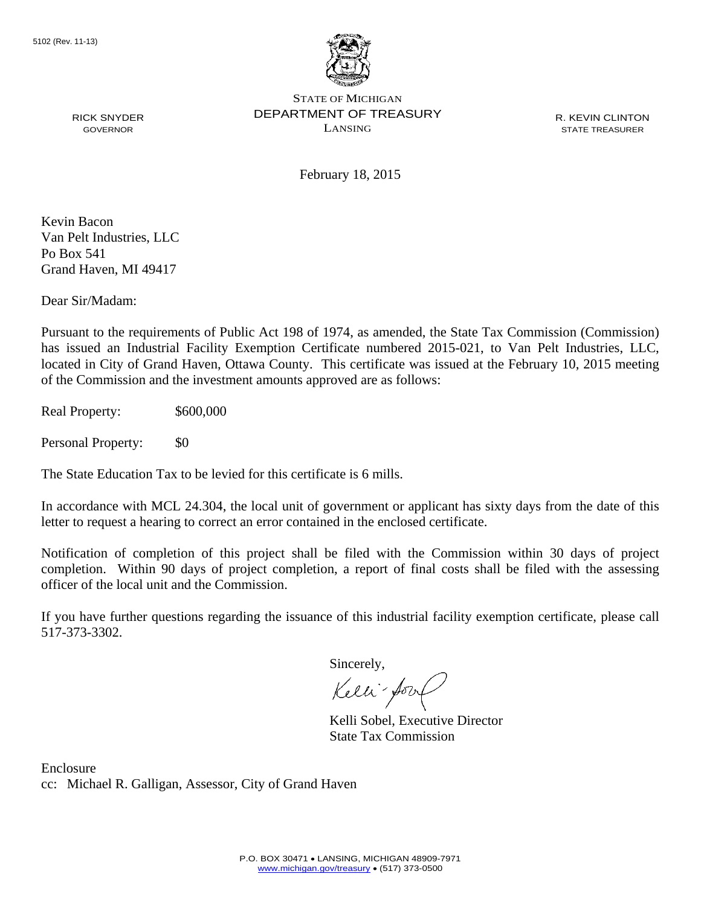5102 (Rev. 11-13)

STATE OF MICHIGAN
DEPARTMENT OF TREASURY
LANSING

RICK SNYDER
GOVERNOR

R. KEVIN CLINTON
STATE TREASURER

February 18, 2015

Kevin Bacon
Van Pelt Industries, LLC
Po Box 541
Grand Haven, MI 49417

Dear Sir/Madam:

Pursuant to the requirements of Public Act 198 of 1974, as amended, the State Tax Commission (Commission) has issued an Industrial Facility Exemption Certificate numbered 2015-021, to Van Pelt Industries, LLC, located in City of Grand Haven, Ottawa County. This certificate was issued at the February 10, 2015 meeting of the Commission and the investment amounts approved are as follows:

Real Property: $600,000

Personal Property: $0

The State Education Tax to be levied for this certificate is 6 mills.

In accordance with MCL 24.304, the local unit of government or applicant has sixty days from the date of this letter to request a hearing to correct an error contained in the enclosed certificate.

Notification of completion of this project shall be filed with the Commission within 30 days of project completion. Within 90 days of project completion, a report of final costs shall be filed with the assessing officer of the local unit and the Commission.

If you have further questions regarding the issuance of this industrial facility exemption certificate, please call 517-373-3302.

Sincerely,

Kelli Sobel, Executive Director
State Tax Commission

Enclosure
cc: Michael R. Galligan, Assessor, City of Grand Haven

P.O. BOX 30471 • LANSING, MICHIGAN 48909-7971
www.michigan.gov/treasury • (517) 373-0500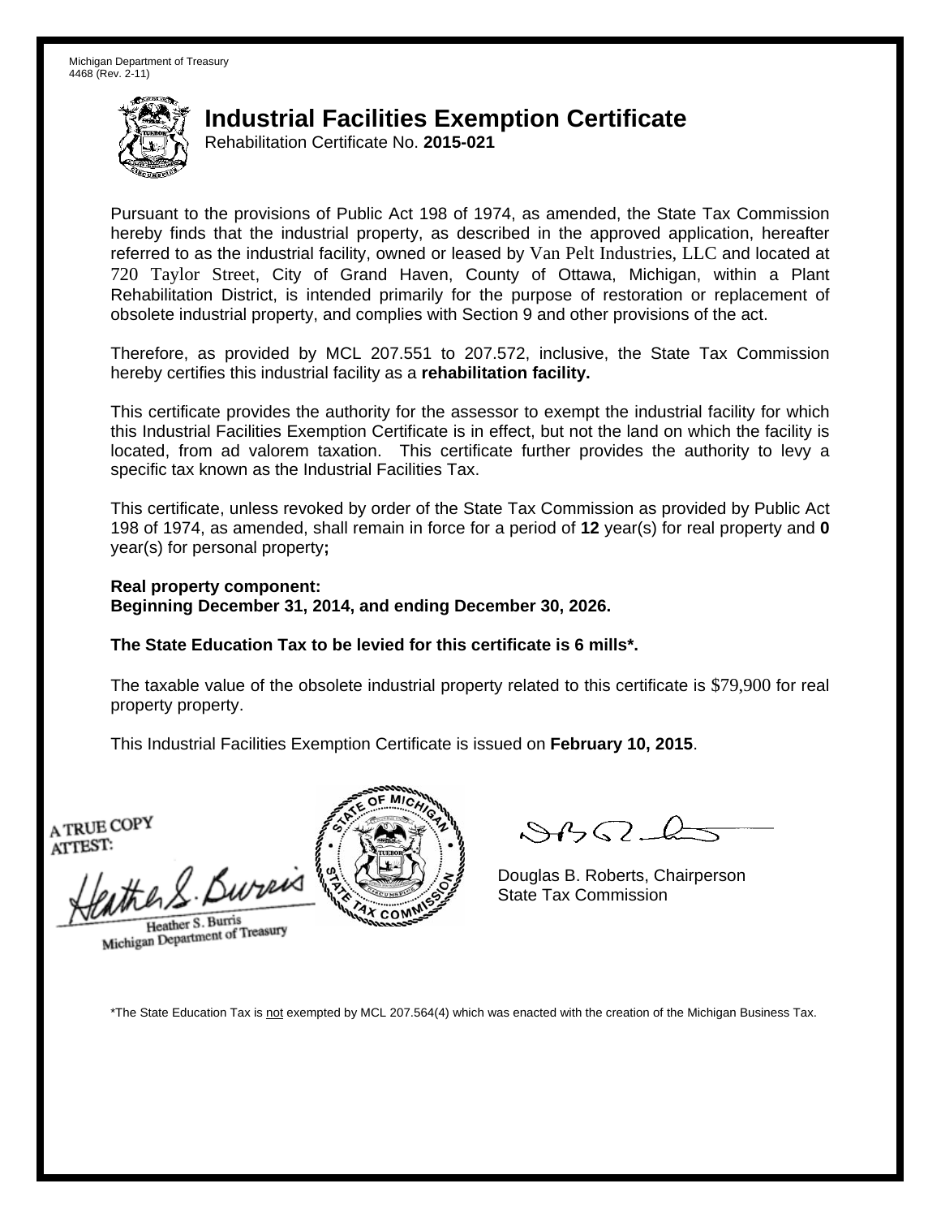Michigan Department of Treasury
4468 (Rev. 2-11)

# Industrial Facilities Exemption Certificate

Rehabilitation Certificate No. **2015-021**

Pursuant to the provisions of Public Act 198 of 1974, as amended, the State Tax Commission hereby finds that the industrial property, as described in the approved application, hereafter referred to as the industrial facility, owned or leased by Van Pelt Industries, LLC and located at 720 Taylor Street, City of Grand Haven, County of Ottawa, Michigan, within a Plant Rehabilitation District, is intended primarily for the purpose of restoration or replacement of obsolete industrial property, and complies with Section 9 and other provisions of the act.

Therefore, as provided by MCL 207.551 to 207.572, inclusive, the State Tax Commission hereby certifies this industrial facility as a **rehabilitation facility.**

This certificate provides the authority for the assessor to exempt the industrial facility for which this Industrial Facilities Exemption Certificate is in effect, but not the land on which the facility is located, from ad valorem taxation. This certificate further provides the authority to levy a specific tax known as the Industrial Facilities Tax.

This certificate, unless revoked by order of the State Tax Commission as provided by Public Act 198 of 1974, as amended, shall remain in force for a period of **12** year(s) for real property and **0** year(s) for personal property**;**

**Real property component:**
**Beginning December 31, 2014, and ending December 30, 2026.**

**The State Education Tax to be levied for this certificate is 6 mills*.**

The taxable value of the obsolete industrial property related to this certificate is $79,900 for real property property.

This Industrial Facilities Exemption Certificate is issued on **February 10, 2015**.

A TRUE COPY
ATTEST:

Heather S. Burris
Michigan Department of Treasury

Douglas B. Roberts, Chairperson
State Tax Commission

*The State Education Tax is not exempted by MCL 207.564(4) which was enacted with the creation of the Michigan Business Tax.